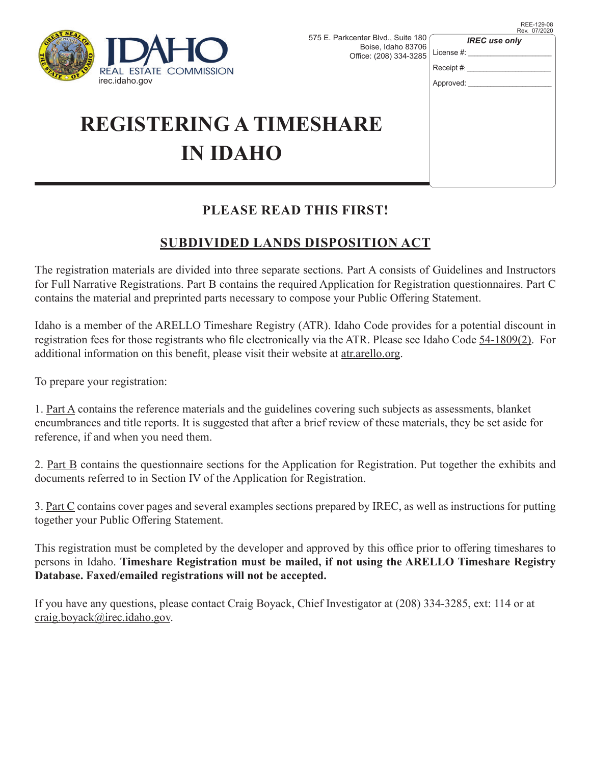REE-129-08
Rev. 07/2020

IDAHO REAL ESTATE COMMISSION
irec.idaho.gov

575 E. Parkcenter Blvd., Suite 180
Boise, Idaho 83706
Office: (208) 334-3285

*IREC use only*

License #: ____________________

Receipt #: ____________________

Approved: ____________________

# REGISTERING A TIMESHARE IN IDAHO

## PLEASE READ THIS FIRST!

## SUBDIVIDED LANDS DISPOSITION ACT

The registration materials are divided into three separate sections. Part A consists of Guidelines and Instructors for Full Narrative Registrations. Part B contains the required Application for Registration questionnaires. Part C contains the material and preprinted parts necessary to compose your Public Offering Statement.

Idaho is a member of the ARELLO Timeshare Registry (ATR). Idaho Code provides for a potential discount in registration fees for those registrants who file electronically via the ATR. Please see Idaho Code 54-1809(2). For additional information on this benefit, please visit their website at atr.arello.org.

To prepare your registration:

1. Part A contains the reference materials and the guidelines covering such subjects as assessments, blanket encumbrances and title reports. It is suggested that after a brief review of these materials, they be set aside for reference, if and when you need them.

2. Part B contains the questionnaire sections for the Application for Registration. Put together the exhibits and documents referred to in Section IV of the Application for Registration.

3. Part C contains cover pages and several examples sections prepared by IREC, as well as instructions for putting together your Public Offering Statement.

This registration must be completed by the developer and approved by this office prior to offering timeshares to persons in Idaho. **Timeshare Registration must be mailed, if not using the ARELLO Timeshare Registry Database. Faxed/emailed registrations will not be accepted.**

If you have any questions, please contact Craig Boyack, Chief Investigator at (208) 334-3285, ext: 114 or at craig.boyack@irec.idaho.gov.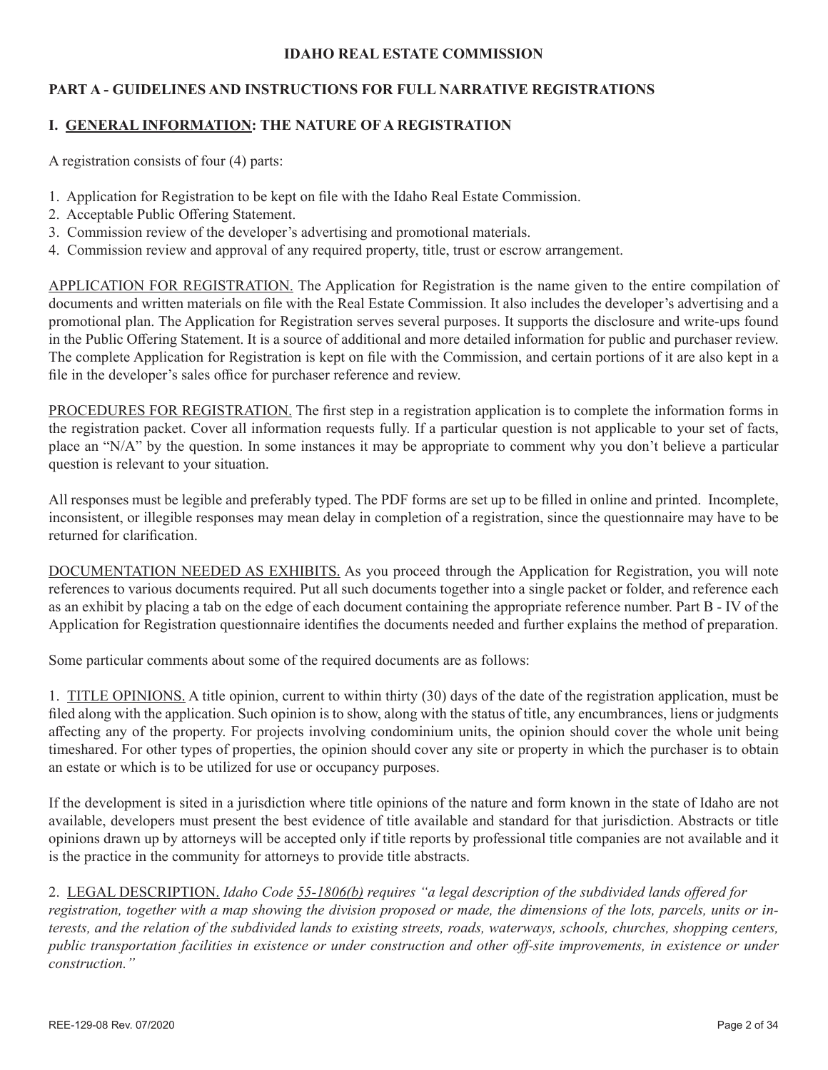# IDAHO REAL ESTATE COMMISSION

## PART A - GUIDELINES AND INSTRUCTIONS FOR FULL NARRATIVE REGISTRATIONS

### I. GENERAL INFORMATION: THE NATURE OF A REGISTRATION

A registration consists of four (4) parts:

1. Application for Registration to be kept on file with the Idaho Real Estate Commission.
2. Acceptable Public Offering Statement.
3. Commission review of the developer's advertising and promotional materials.
4. Commission review and approval of any required property, title, trust or escrow arrangement.

APPLICATION FOR REGISTRATION. The Application for Registration is the name given to the entire compilation of documents and written materials on file with the Real Estate Commission. It also includes the developer's advertising and a promotional plan. The Application for Registration serves several purposes. It supports the disclosure and write-ups found in the Public Offering Statement. It is a source of additional and more detailed information for public and purchaser review. The complete Application for Registration is kept on file with the Commission, and certain portions of it are also kept in a file in the developer's sales office for purchaser reference and review.

PROCEDURES FOR REGISTRATION. The first step in a registration application is to complete the information forms in the registration packet. Cover all information requests fully. If a particular question is not applicable to your set of facts, place an "N/A" by the question. In some instances it may be appropriate to comment why you don't believe a particular question is relevant to your situation.

All responses must be legible and preferably typed. The PDF forms are set up to be filled in online and printed. Incomplete, inconsistent, or illegible responses may mean delay in completion of a registration, since the questionnaire may have to be returned for clarification.

DOCUMENTATION NEEDED AS EXHIBITS. As you proceed through the Application for Registration, you will note references to various documents required. Put all such documents together into a single packet or folder, and reference each as an exhibit by placing a tab on the edge of each document containing the appropriate reference number. Part B - IV of the Application for Registration questionnaire identifies the documents needed and further explains the method of preparation.

Some particular comments about some of the required documents are as follows:

1. TITLE OPINIONS. A title opinion, current to within thirty (30) days of the date of the registration application, must be filed along with the application. Such opinion is to show, along with the status of title, any encumbrances, liens or judgments affecting any of the property. For projects involving condominium units, the opinion should cover the whole unit being timeshared. For other types of properties, the opinion should cover any site or property in which the purchaser is to obtain an estate or which is to be utilized for use or occupancy purposes.

If the development is sited in a jurisdiction where title opinions of the nature and form known in the state of Idaho are not available, developers must present the best evidence of title available and standard for that jurisdiction. Abstracts or title opinions drawn up by attorneys will be accepted only if title reports by professional title companies are not available and it is the practice in the community for attorneys to provide title abstracts.

2. LEGAL DESCRIPTION. *Idaho Code 55-1806(b) requires "a legal description of the subdivided lands offered for registration, together with a map showing the division proposed or made, the dimensions of the lots, parcels, units or interests, and the relation of the subdivided lands to existing streets, roads, waterways, schools, churches, shopping centers, public transportation facilities in existence or under construction and other off-site improvements, in existence or under construction."*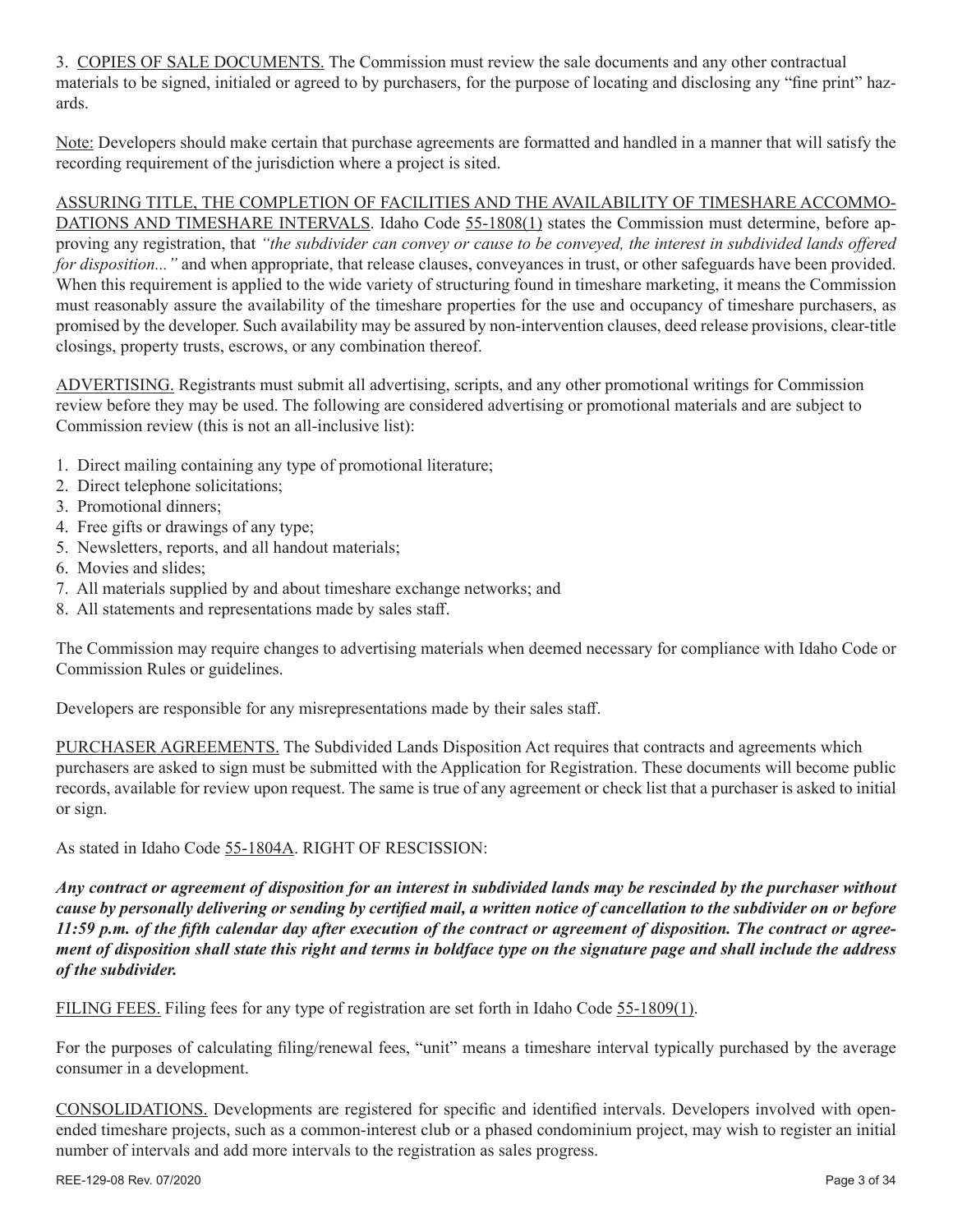3. <u>COPIES OF SALE DOCUMENTS.</u> The Commission must review the sale documents and any other contractual materials to be signed, initialed or agreed to by purchasers, for the purpose of locating and disclosing any "fine print" hazards.

<u>Note:</u> Developers should make certain that purchase agreements are formatted and handled in a manner that will satisfy the recording requirement of the jurisdiction where a project is sited.

<u>ASSURING TITLE, THE COMPLETION OF FACILITIES AND THE AVAILABILITY OF TIMESHARE ACCOMMODATIONS AND TIMESHARE INTERVALS</u>. Idaho Code <u>55-1808(1)</u> states the Commission must determine, before approving any registration, that *"the subdivider can convey or cause to be conveyed, the interest in subdivided lands offered for disposition..."* and when appropriate, that release clauses, conveyances in trust, or other safeguards have been provided. When this requirement is applied to the wide variety of structuring found in timeshare marketing, it means the Commission must reasonably assure the availability of the timeshare properties for the use and occupancy of timeshare purchasers, as promised by the developer. Such availability may be assured by non-intervention clauses, deed release provisions, clear-title closings, property trusts, escrows, or any combination thereof.

<u>ADVERTISING.</u> Registrants must submit all advertising, scripts, and any other promotional writings for Commission review before they may be used. The following are considered advertising or promotional materials and are subject to Commission review (this is not an all-inclusive list):

1. Direct mailing containing any type of promotional literature;
2. Direct telephone solicitations;
3. Promotional dinners;
4. Free gifts or drawings of any type;
5. Newsletters, reports, and all handout materials;
6. Movies and slides;
7. All materials supplied by and about timeshare exchange networks; and
8. All statements and representations made by sales staff.

The Commission may require changes to advertising materials when deemed necessary for compliance with Idaho Code or Commission Rules or guidelines.

Developers are responsible for any misrepresentations made by their sales staff.

<u>PURCHASER AGREEMENTS.</u> The Subdivided Lands Disposition Act requires that contracts and agreements which purchasers are asked to sign must be submitted with the Application for Registration. These documents will become public records, available for review upon request. The same is true of any agreement or check list that a purchaser is asked to initial or sign.

As stated in Idaho Code <u>55-1804A</u>. RIGHT OF RESCISSION:

***Any contract or agreement of disposition for an interest in subdivided lands may be rescinded by the purchaser without cause by personally delivering or sending by certified mail, a written notice of cancellation to the subdivider on or before 11:59 p.m. of the fifth calendar day after execution of the contract or agreement of disposition. The contract or agreement of disposition shall state this right and terms in boldface type on the signature page and shall include the address of the subdivider.***

<u>FILING FEES.</u> Filing fees for any type of registration are set forth in Idaho Code <u>55-1809(1)</u>.

For the purposes of calculating filing/renewal fees, "unit" means a timeshare interval typically purchased by the average consumer in a development.

<u>CONSOLIDATIONS.</u> Developments are registered for specific and identified intervals. Developers involved with open-ended timeshare projects, such as a common-interest club or a phased condominium project, may wish to register an initial number of intervals and add more intervals to the registration as sales progress.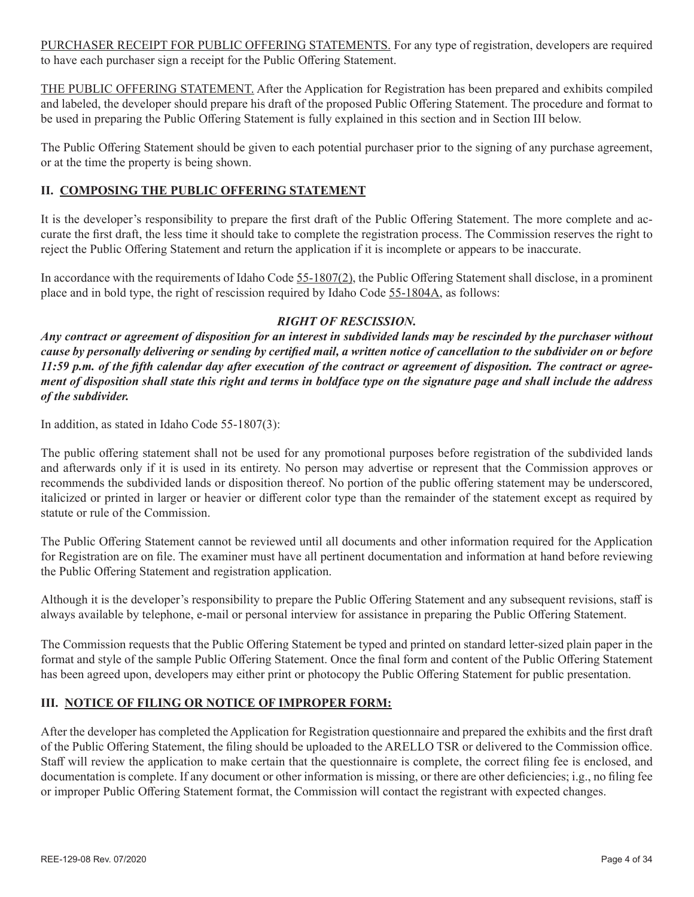PURCHASER RECEIPT FOR PUBLIC OFFERING STATEMENTS. For any type of registration, developers are required to have each purchaser sign a receipt for the Public Offering Statement.

THE PUBLIC OFFERING STATEMENT. After the Application for Registration has been prepared and exhibits compiled and labeled, the developer should prepare his draft of the proposed Public Offering Statement. The procedure and format to be used in preparing the Public Offering Statement is fully explained in this section and in Section III below.

The Public Offering Statement should be given to each potential purchaser prior to the signing of any purchase agreement, or at the time the property is being shown.

## II. COMPOSING THE PUBLIC OFFERING STATEMENT

It is the developer's responsibility to prepare the first draft of the Public Offering Statement. The more complete and accurate the first draft, the less time it should take to complete the registration process. The Commission reserves the right to reject the Public Offering Statement and return the application if it is incomplete or appears to be inaccurate.

In accordance with the requirements of Idaho Code 55-1807(2), the Public Offering Statement shall disclose, in a prominent place and in bold type, the right of rescission required by Idaho Code 55-1804A, as follows:

***RIGHT OF RESCISSION.***

***Any contract or agreement of disposition for an interest in subdivided lands may be rescinded by the purchaser without cause by personally delivering or sending by certified mail, a written notice of cancellation to the subdivider on or before 11:59 p.m. of the fifth calendar day after execution of the contract or agreement of disposition. The contract or agreement of disposition shall state this right and terms in boldface type on the signature page and shall include the address of the subdivider.***

In addition, as stated in Idaho Code 55-1807(3):

The public offering statement shall not be used for any promotional purposes before registration of the subdivided lands and afterwards only if it is used in its entirety. No person may advertise or represent that the Commission approves or recommends the subdivided lands or disposition thereof. No portion of the public offering statement may be underscored, italicized or printed in larger or heavier or different color type than the remainder of the statement except as required by statute or rule of the Commission.

The Public Offering Statement cannot be reviewed until all documents and other information required for the Application for Registration are on file. The examiner must have all pertinent documentation and information at hand before reviewing the Public Offering Statement and registration application.

Although it is the developer's responsibility to prepare the Public Offering Statement and any subsequent revisions, staff is always available by telephone, e-mail or personal interview for assistance in preparing the Public Offering Statement.

The Commission requests that the Public Offering Statement be typed and printed on standard letter-sized plain paper in the format and style of the sample Public Offering Statement. Once the final form and content of the Public Offering Statement has been agreed upon, developers may either print or photocopy the Public Offering Statement for public presentation.

## III. NOTICE OF FILING OR NOTICE OF IMPROPER FORM:

After the developer has completed the Application for Registration questionnaire and prepared the exhibits and the first draft of the Public Offering Statement, the filing should be uploaded to the ARELLO TSR or delivered to the Commission office. Staff will review the application to make certain that the questionnaire is complete, the correct filing fee is enclosed, and documentation is complete. If any document or other information is missing, or there are other deficiencies; i.e., no filing fee or improper Public Offering Statement format, the Commission will contact the registrant with expected changes.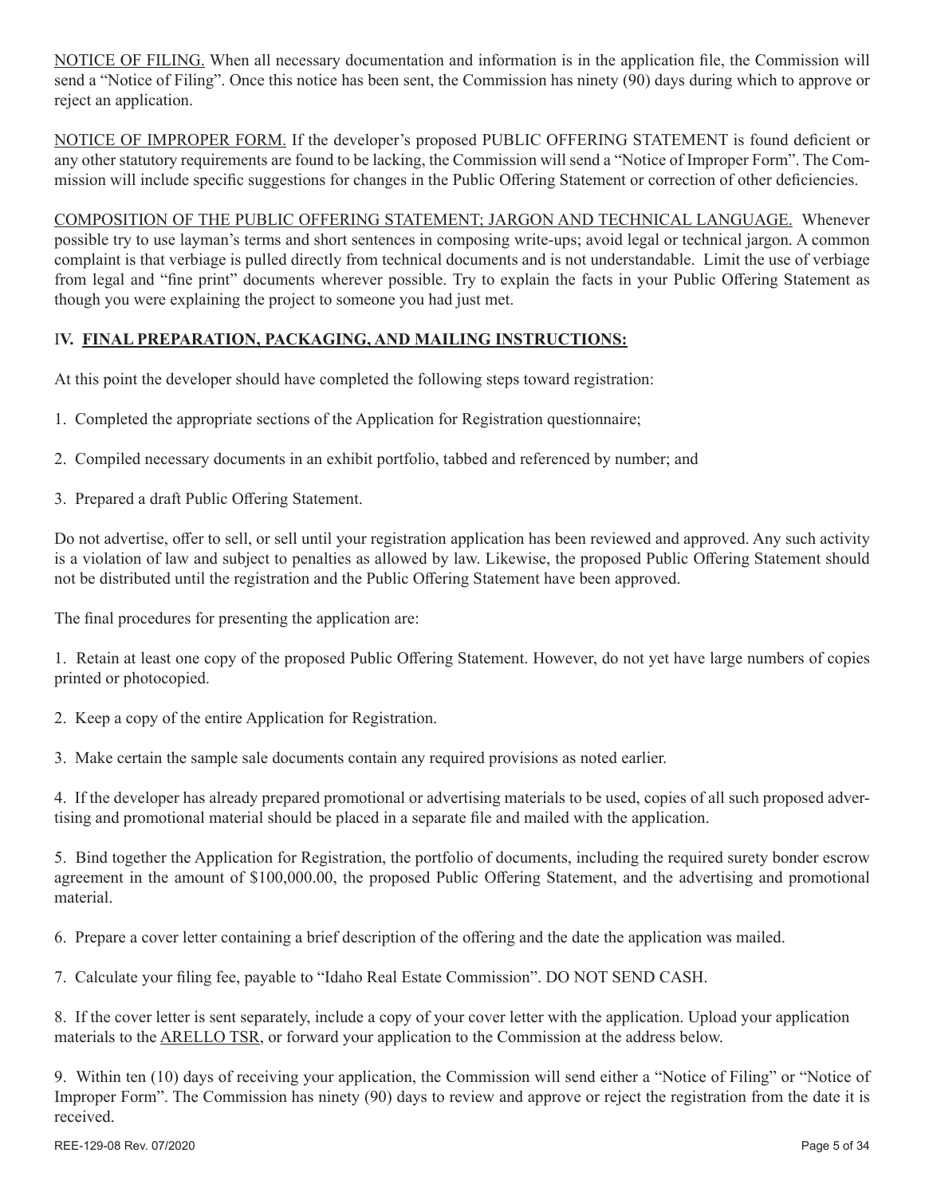<u>NOTICE OF FILING.</u> When all necessary documentation and information is in the application file, the Commission will send a "Notice of Filing". Once this notice has been sent, the Commission has ninety (90) days during which to approve or reject an application.

<u>NOTICE OF IMPROPER FORM.</u> If the developer's proposed PUBLIC OFFERING STATEMENT is found deficient or any other statutory requirements are found to be lacking, the Commission will send a "Notice of Improper Form". The Commission will include specific suggestions for changes in the Public Offering Statement or correction of other deficiencies.

<u>COMPOSITION OF THE PUBLIC OFFERING STATEMENT; JARGON AND TECHNICAL LANGUAGE.</u> Whenever possible try to use layman's terms and short sentences in composing write-ups; avoid legal or technical jargon. A common complaint is that verbiage is pulled directly from technical documents and is not understandable. Limit the use of verbiage from legal and "fine print" documents wherever possible. Try to explain the facts in your Public Offering Statement as though you were explaining the project to someone you had just met.

## IV. <u>FINAL PREPARATION, PACKAGING, AND MAILING INSTRUCTIONS:</u>

At this point the developer should have completed the following steps toward registration:

1. Completed the appropriate sections of the Application for Registration questionnaire;

2. Compiled necessary documents in an exhibit portfolio, tabbed and referenced by number; and

3. Prepared a draft Public Offering Statement.

Do not advertise, offer to sell, or sell until your registration application has been reviewed and approved. Any such activity is a violation of law and subject to penalties as allowed by law. Likewise, the proposed Public Offering Statement should not be distributed until the registration and the Public Offering Statement have been approved.

The final procedures for presenting the application are:

1. Retain at least one copy of the proposed Public Offering Statement. However, do not yet have large numbers of copies printed or photocopied.

2. Keep a copy of the entire Application for Registration.

3. Make certain the sample sale documents contain any required provisions as noted earlier.

4. If the developer has already prepared promotional or advertising materials to be used, copies of all such proposed advertising and promotional material should be placed in a separate file and mailed with the application.

5. Bind together the Application for Registration, the portfolio of documents, including the required surety bonder escrow agreement in the amount of $100,000.00, the proposed Public Offering Statement, and the advertising and promotional material.

6. Prepare a cover letter containing a brief description of the offering and the date the application was mailed.

7. Calculate your filing fee, payable to "Idaho Real Estate Commission". DO NOT SEND CASH.

8. If the cover letter is sent separately, include a copy of your cover letter with the application. Upload your application materials to the <u>ARELLO TSR</u>, or forward your application to the Commission at the address below.

9. Within ten (10) days of receiving your application, the Commission will send either a "Notice of Filing" or "Notice of Improper Form". The Commission has ninety (90) days to review and approve or reject the registration from the date it is received.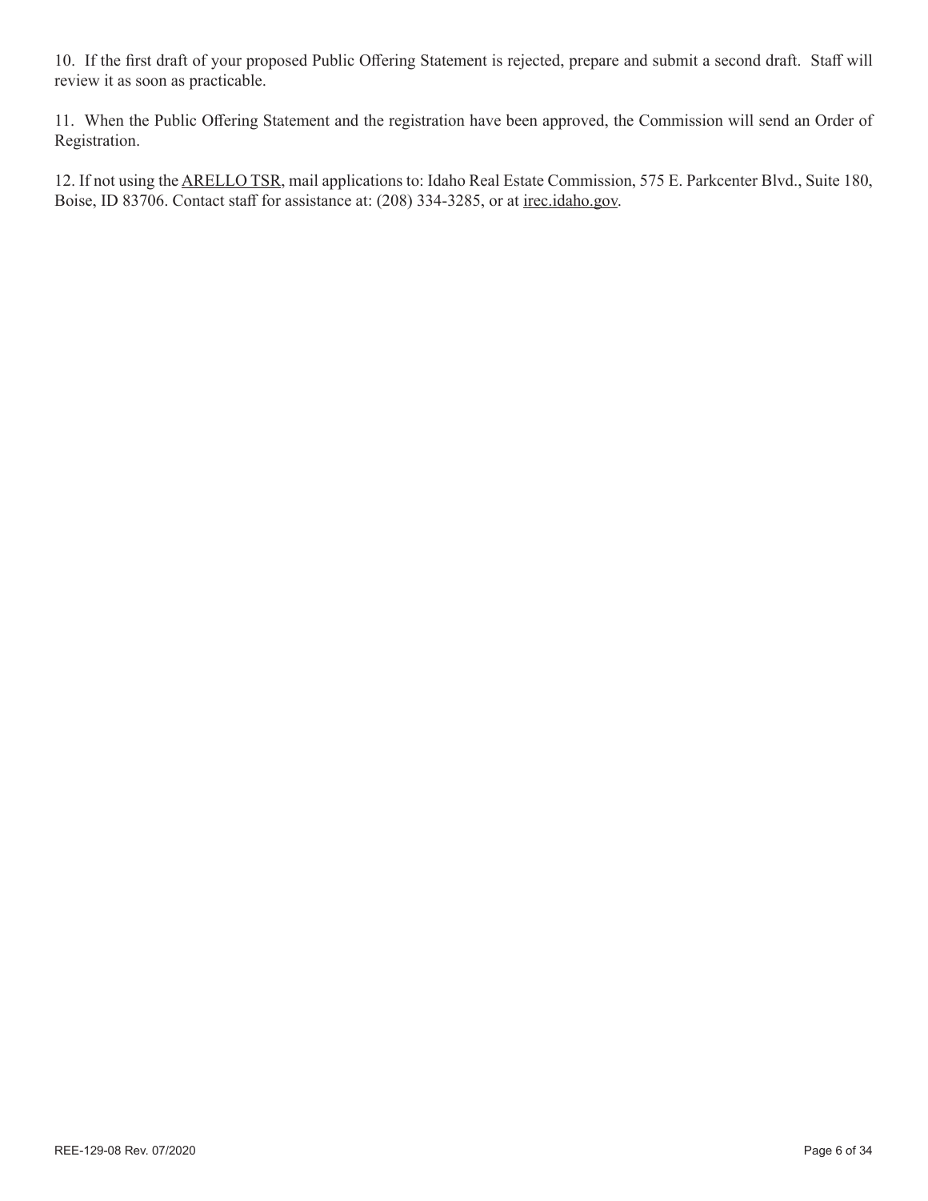10. If the first draft of your proposed Public Offering Statement is rejected, prepare and submit a second draft. Staff will review it as soon as practicable.

11. When the Public Offering Statement and the registration have been approved, the Commission will send an Order of Registration.

12. If not using the ARELLO TSR, mail applications to: Idaho Real Estate Commission, 575 E. Parkcenter Blvd., Suite 180, Boise, ID 83706. Contact staff for assistance at: (208) 334-3285, or at irec.idaho.gov.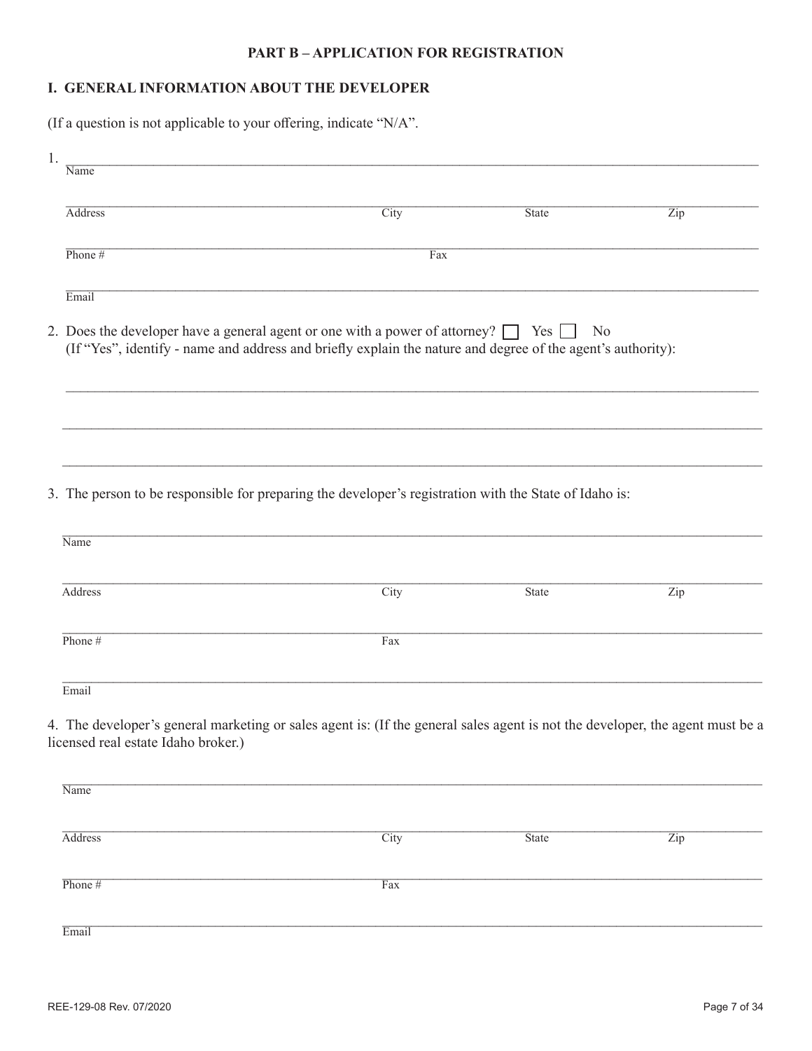## PART B – APPLICATION FOR REGISTRATION

### I. GENERAL INFORMATION ABOUT THE DEVELOPER

(If a question is not applicable to your offering, indicate "N/A".

1. ______________________________________________
   Name

   ______________________________________________
   Address City State Zip

   ______________________________________________
   Phone # Fax

   ______________________________________________
   Email

2. Does the developer have a general agent or one with a power of attorney? ☐ Yes ☐ No
   (If "Yes", identify - name and address and briefly explain the nature and degree of the agent's authority):

   ______________________________________________

   ______________________________________________

   ______________________________________________

3. The person to be responsible for preparing the developer's registration with the State of Idaho is:

   ______________________________________________
   Name

   ______________________________________________
   Address City State Zip

   ______________________________________________
   Phone # Fax

   ______________________________________________
   Email

4. The developer's general marketing or sales agent is: (If the general sales agent is not the developer, the agent must be a licensed real estate Idaho broker.)

   ______________________________________________
   Name

   ______________________________________________
   Address City State Zip

   ______________________________________________
   Phone # Fax

   ______________________________________________
   Email

REE-129-08 Rev. 07/2020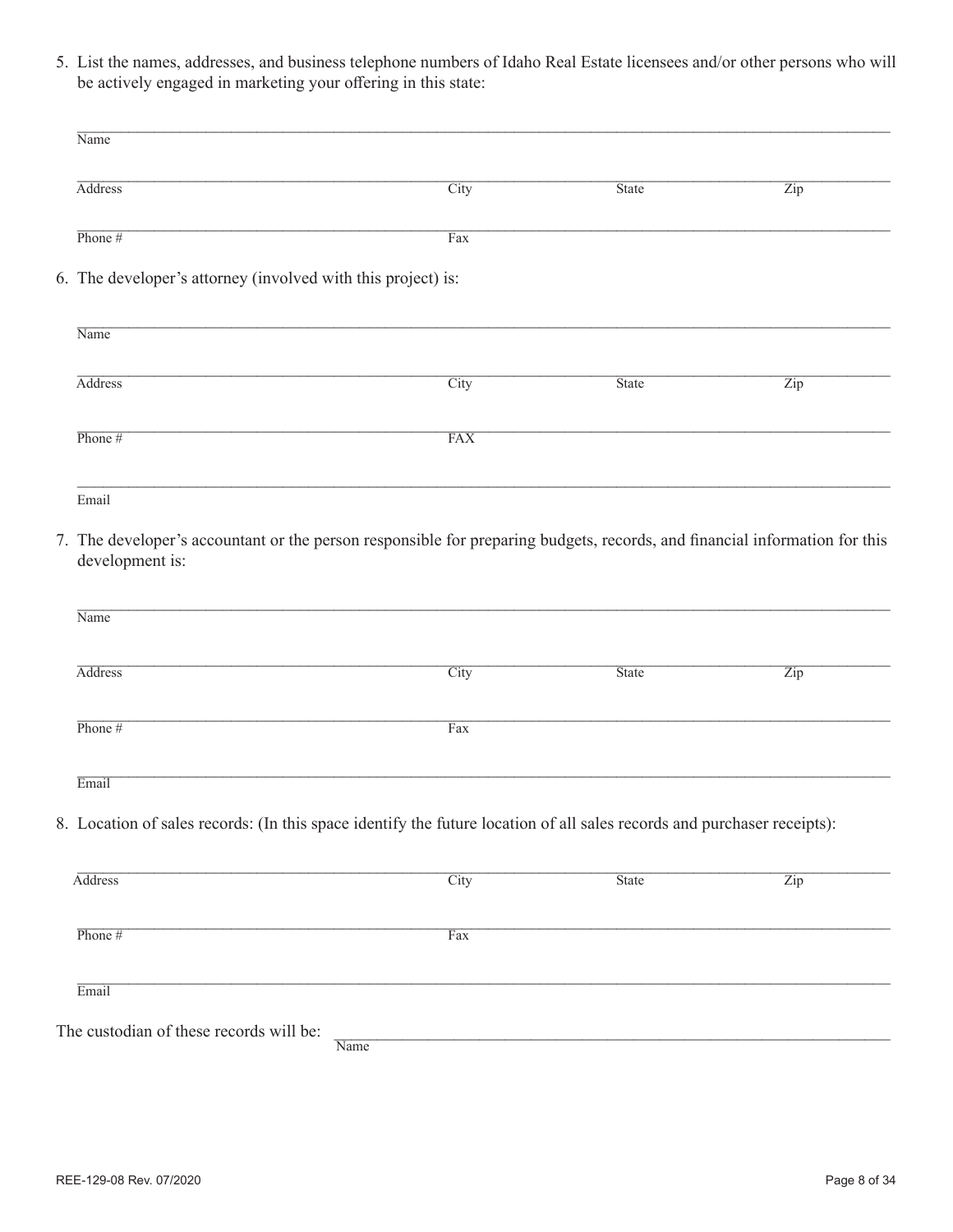5. List the names, addresses, and business telephone numbers of Idaho Real Estate licensees and/or other persons who will be actively engaged in marketing your offering in this state:

Name

Address City State Zip

Phone # Fax

6. The developer's attorney (involved with this project) is:

Name

Address City State Zip

Phone # FAX

Email

7. The developer's accountant or the person responsible for preparing budgets, records, and financial information for this development is:

Name

Address City State Zip

Phone # Fax

Email

8. Location of sales records: (In this space identify the future location of all sales records and purchaser receipts):

Address City State Zip

Phone # Fax

Email

The custodian of these records will be: ______________________________
Name

REE-129-08 Rev. 07/2020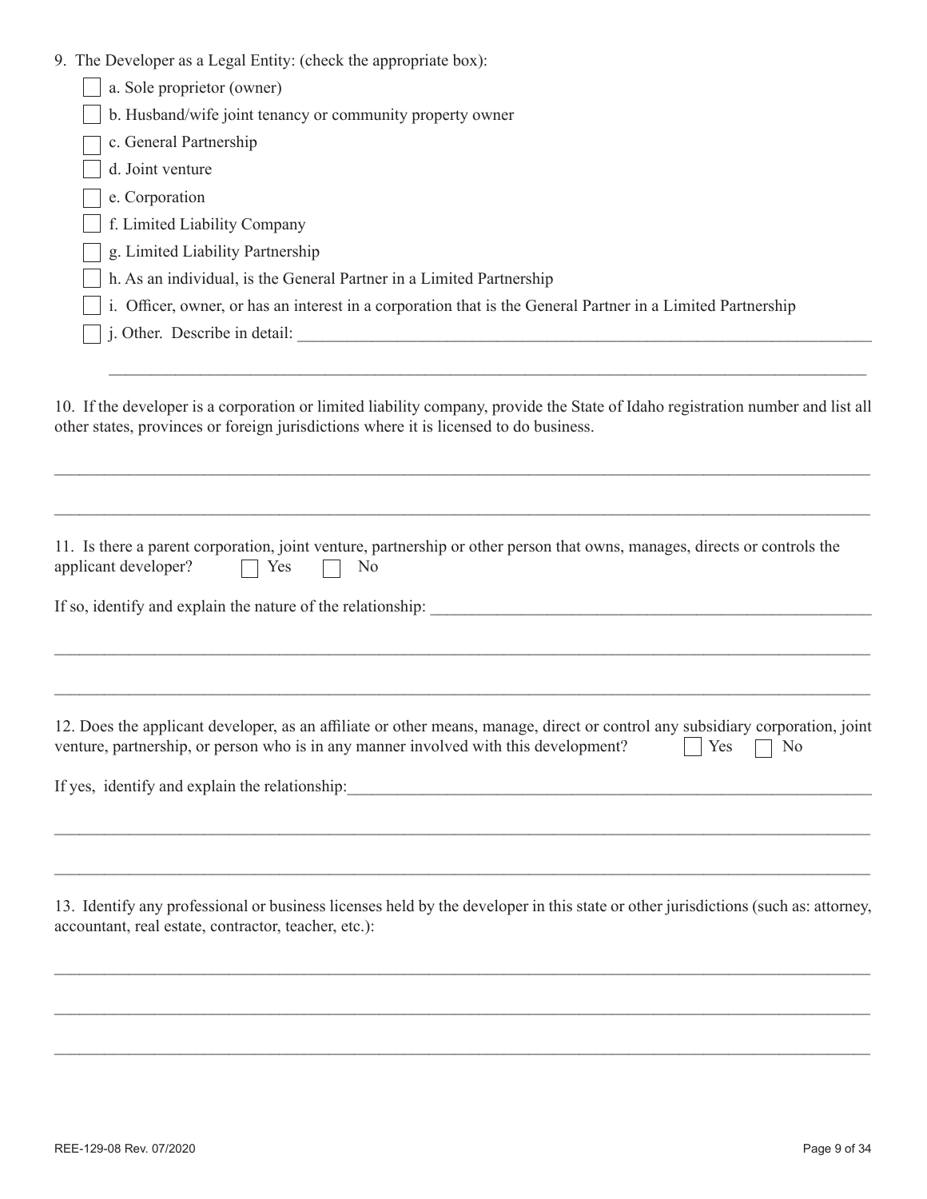9. The Developer as a Legal Entity: (check the appropriate box):

- ☐ a. Sole proprietor (owner)
- ☐ b. Husband/wife joint tenancy or community property owner
- ☐ c. General Partnership
- ☐ d. Joint venture
- ☐ e. Corporation
- ☐ f. Limited Liability Company
- ☐ g. Limited Liability Partnership
- ☐ h. As an individual, is the General Partner in a Limited Partnership
- ☐ i. Officer, owner, or has an interest in a corporation that is the General Partner in a Limited Partnership
- ☐ j. Other. Describe in detail: ______________________________________________

______________________________________________

10. If the developer is a corporation or limited liability company, provide the State of Idaho registration number and list all other states, provinces or foreign jurisdictions where it is licensed to do business.

______________________________________________

______________________________________________

11. Is there a parent corporation, joint venture, partnership or other person that owns, manages, directs or controls the applicant developer? ☐ Yes ☐ No

If so, identify and explain the nature of the relationship: ______________________________________________

______________________________________________

______________________________________________

12. Does the applicant developer, as an affiliate or other means, manage, direct or control any subsidiary corporation, joint venture, partnership, or person who is in any manner involved with this development? ☐ Yes ☐ No

If yes, identify and explain the relationship: ______________________________________________

______________________________________________

______________________________________________

13. Identify any professional or business licenses held by the developer in this state or other jurisdictions (such as: attorney, accountant, real estate, contractor, teacher, etc.):

______________________________________________

______________________________________________

______________________________________________

REE-129-08 Rev. 07/2020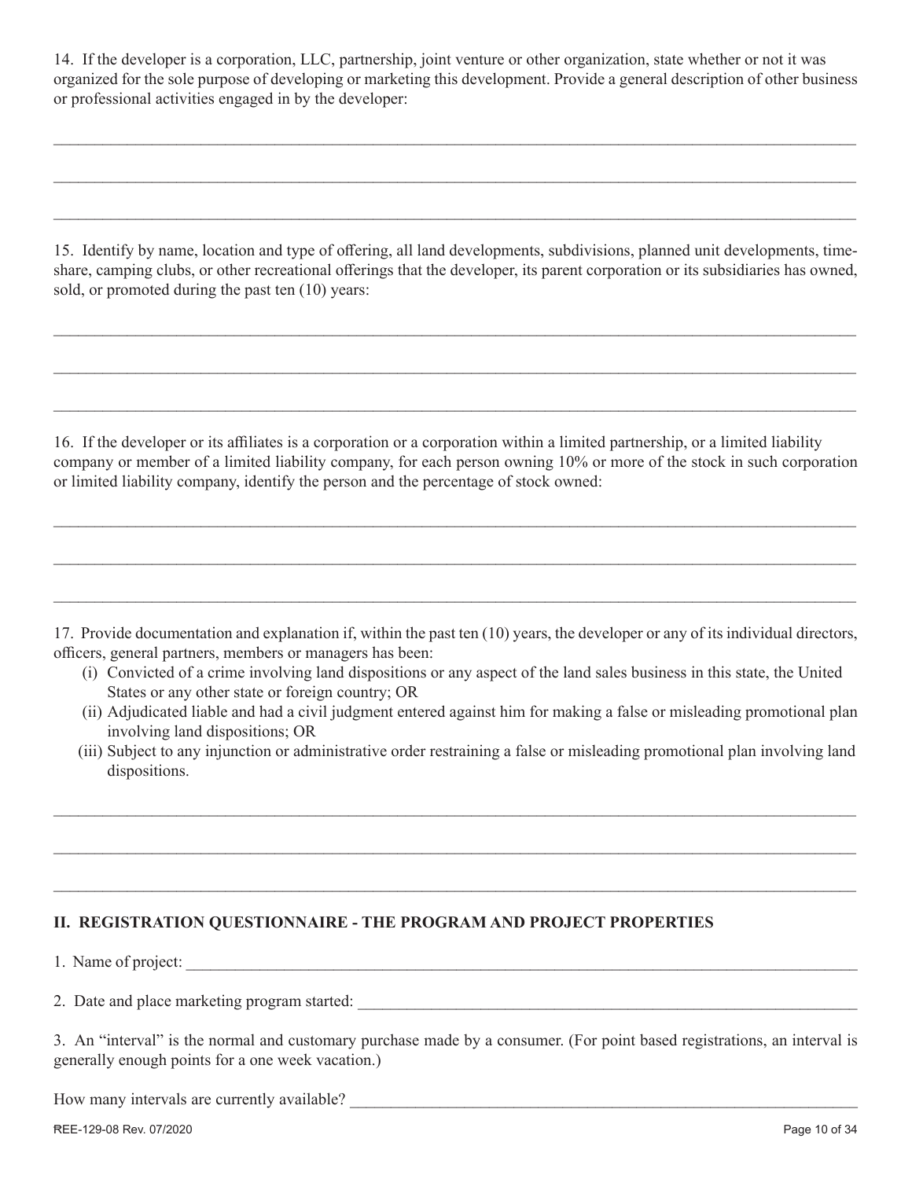14. If the developer is a corporation, LLC, partnership, joint venture or other organization, state whether or not it was organized for the sole purpose of developing or marketing this development. Provide a general description of other business or professional activities engaged in by the developer:

___________________________________________________________________________

___________________________________________________________________________

___________________________________________________________________________

15. Identify by name, location and type of offering, all land developments, subdivisions, planned unit developments, time-share, camping clubs, or other recreational offerings that the developer, its parent corporation or its subsidiaries has owned, sold, or promoted during the past ten (10) years:

___________________________________________________________________________

___________________________________________________________________________

___________________________________________________________________________

16. If the developer or its affiliates is a corporation or a corporation within a limited partnership, or a limited liability company or member of a limited liability company, for each person owning 10% or more of the stock in such corporation or limited liability company, identify the person and the percentage of stock owned:

___________________________________________________________________________

___________________________________________________________________________

___________________________________________________________________________

17. Provide documentation and explanation if, within the past ten (10) years, the developer or any of its individual directors, officers, general partners, members or managers has been:

(i) Convicted of a crime involving land dispositions or any aspect of the land sales business in this state, the United States or any other state or foreign country; OR

(ii) Adjudicated liable and had a civil judgment entered against him for making a false or misleading promotional plan involving land dispositions; OR

(iii) Subject to any injunction or administrative order restraining a false or misleading promotional plan involving land dispositions.

___________________________________________________________________________

___________________________________________________________________________

___________________________________________________________________________

## II. REGISTRATION QUESTIONNAIRE - THE PROGRAM AND PROJECT PROPERTIES

1. Name of project: ___________________________________________________________

2. Date and place marketing program started: ______________________________________

3. An "interval" is the normal and customary purchase made by a consumer. (For point based registrations, an interval is generally enough points for a one week vacation.)

How many intervals are currently available? ______________________________________

REE-129-08 Rev. 07/2020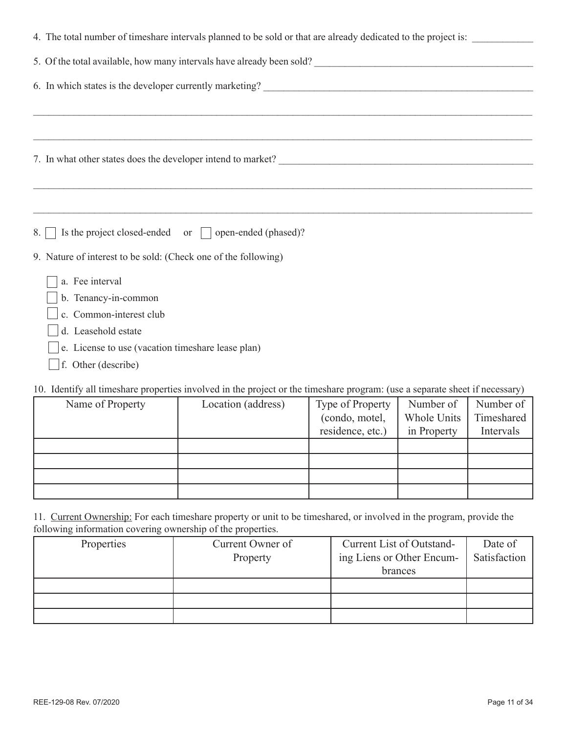4. The total number of timeshare intervals planned to be sold or that are already dedicated to the project is: ____________

5. Of the total available, how many intervals have already been sold? ____________________________________________

6. In which states is the developer currently marketing? ______________________________________________________

_______________________________________________________________________________________________

_______________________________________________________________________________________________

7. In what other states does the developer intend to market? ___________________________________________________

_______________________________________________________________________________________________

_______________________________________________________________________________________________

8. ☐ Is the project closed-ended or ☐ open-ended (phased)?

9. Nature of interest to be sold: (Check one of the following)

- ☐ a. Fee interval
- ☐ b. Tenancy-in-common
- ☐ c. Common-interest club
- ☐ d. Leasehold estate
- ☐ e. License to use (vacation timeshare lease plan)
- ☐ f. Other (describe)

10. Identify all timeshare properties involved in the project or the timeshare program: (use a separate sheet if necessary)

| Name of Property | Location (address) | Type of Property (condo, motel, residence, etc.) | Number of Whole Units in Property | Number of Timeshared Intervals |
|---|---|---|---|---|
| | | | | |
| | | | | |
| | | | | |
| | | | | |

11. <u>Current Ownership:</u> For each timeshare property or unit to be timeshared, or involved in the program, provide the following information covering ownership of the properties.

| Properties | Current Owner of Property | Current List of Outstanding Liens or Other Encumbrances | Date of Satisfaction |
|---|---|---|---|
| | | | |
| | | | |
| | | | |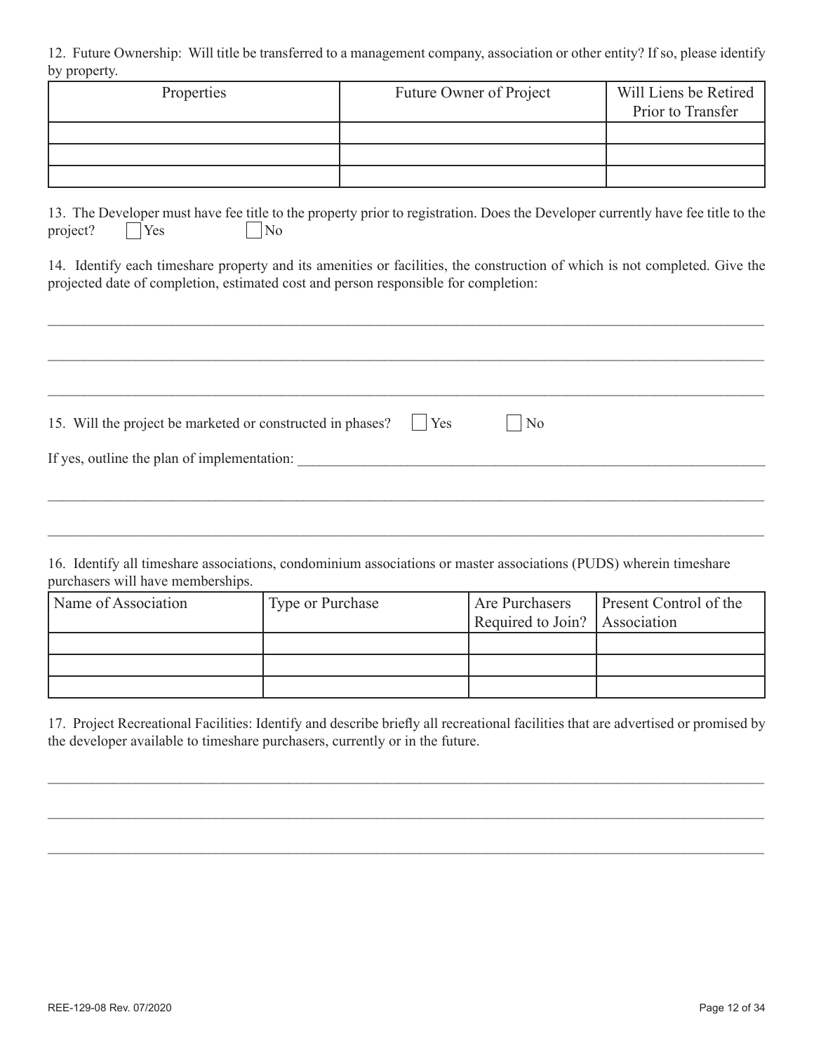12. Future Ownership: Will title be transferred to a management company, association or other entity? If so, please identify by property.

| Properties | Future Owner of Project | Will Liens be Retired Prior to Transfer |
|---|---|---|
| | | |
| | | |
| | | |

13. The Developer must have fee title to the property prior to registration. Does the Developer currently have fee title to the project? ☐ Yes ☐ No

14. Identify each timeshare property and its amenities or facilities, the construction of which is not completed. Give the projected date of completion, estimated cost and person responsible for completion:

\_\_\_\_\_\_\_\_\_\_\_\_\_\_\_\_\_\_\_\_\_\_\_\_\_\_\_\_\_\_\_\_\_\_\_\_\_\_\_\_\_\_\_\_\_\_\_\_\_\_\_\_\_\_\_\_\_\_\_\_\_\_\_\_\_\_\_\_\_\_\_\_\_\_\_\_\_\_

\_\_\_\_\_\_\_\_\_\_\_\_\_\_\_\_\_\_\_\_\_\_\_\_\_\_\_\_\_\_\_\_\_\_\_\_\_\_\_\_\_\_\_\_\_\_\_\_\_\_\_\_\_\_\_\_\_\_\_\_\_\_\_\_\_\_\_\_\_\_\_\_\_\_\_\_\_\_

\_\_\_\_\_\_\_\_\_\_\_\_\_\_\_\_\_\_\_\_\_\_\_\_\_\_\_\_\_\_\_\_\_\_\_\_\_\_\_\_\_\_\_\_\_\_\_\_\_\_\_\_\_\_\_\_\_\_\_\_\_\_\_\_\_\_\_\_\_\_\_\_\_\_\_\_\_\_

15. Will the project be marketed or constructed in phases? ☐ Yes ☐ No

If yes, outline the plan of implementation: \_\_\_\_\_\_\_\_\_\_\_\_\_\_\_\_\_\_\_\_\_\_\_\_\_\_\_\_\_\_\_\_\_\_\_\_\_\_\_\_\_\_\_\_\_\_\_\_

\_\_\_\_\_\_\_\_\_\_\_\_\_\_\_\_\_\_\_\_\_\_\_\_\_\_\_\_\_\_\_\_\_\_\_\_\_\_\_\_\_\_\_\_\_\_\_\_\_\_\_\_\_\_\_\_\_\_\_\_\_\_\_\_\_\_\_\_\_\_\_\_\_\_\_\_\_\_

\_\_\_\_\_\_\_\_\_\_\_\_\_\_\_\_\_\_\_\_\_\_\_\_\_\_\_\_\_\_\_\_\_\_\_\_\_\_\_\_\_\_\_\_\_\_\_\_\_\_\_\_\_\_\_\_\_\_\_\_\_\_\_\_\_\_\_\_\_\_\_\_\_\_\_\_\_\_

16. Identify all timeshare associations, condominium associations or master associations (PUDS) wherein timeshare purchasers will have memberships.

| Name of Association | Type or Purchase | Are Purchasers Required to Join? | Present Control of the Association |
|---|---|---|---|
| | | | |
| | | | |
| | | | |

17. Project Recreational Facilities: Identify and describe briefly all recreational facilities that are advertised or promised by the developer available to timeshare purchasers, currently or in the future.

\_\_\_\_\_\_\_\_\_\_\_\_\_\_\_\_\_\_\_\_\_\_\_\_\_\_\_\_\_\_\_\_\_\_\_\_\_\_\_\_\_\_\_\_\_\_\_\_\_\_\_\_\_\_\_\_\_\_\_\_\_\_\_\_\_\_\_\_\_\_\_\_\_\_\_\_\_\_

\_\_\_\_\_\_\_\_\_\_\_\_\_\_\_\_\_\_\_\_\_\_\_\_\_\_\_\_\_\_\_\_\_\_\_\_\_\_\_\_\_\_\_\_\_\_\_\_\_\_\_\_\_\_\_\_\_\_\_\_\_\_\_\_\_\_\_\_\_\_\_\_\_\_\_\_\_\_

\_\_\_\_\_\_\_\_\_\_\_\_\_\_\_\_\_\_\_\_\_\_\_\_\_\_\_\_\_\_\_\_\_\_\_\_\_\_\_\_\_\_\_\_\_\_\_\_\_\_\_\_\_\_\_\_\_\_\_\_\_\_\_\_\_\_\_\_\_\_\_\_\_\_\_\_\_\_

REE-129-08 Rev. 07/2020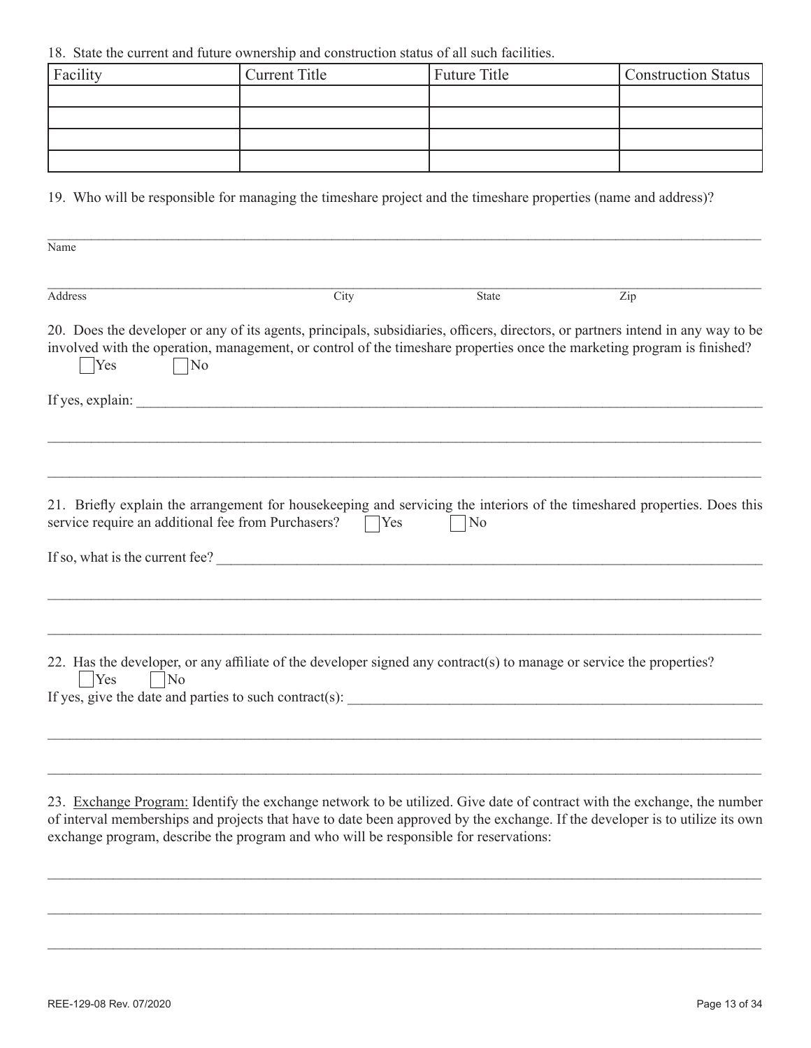18. State the current and future ownership and construction status of all such facilities.

| Facility | Current Title | Future Title | Construction Status |
|---|---|---|---|
| | | | |
| | | | |
| | | | |
| | | | |

19. Who will be responsible for managing the timeshare project and the timeshare properties (name and address)?

\_\_\_\_\_\_\_\_\_\_\_\_\_\_\_\_\_\_\_\_\_\_\_\_\_\_\_\_\_\_\_\_\_\_\_\_\_\_\_\_\_\_\_\_\_\_\_\_\_\_\_\_\_\_\_\_\_\_\_\_\_\_\_\_\_\_\_\_\_\_\_\_\_\_\_\_\_\_\_\_\_\_\_\_\_\_\_\_\_\_\_\_\_\_
Name

\_\_\_\_\_\_\_\_\_\_\_\_\_\_\_\_\_\_\_\_\_\_\_\_\_\_\_\_\_\_\_\_\_\_\_\_\_\_\_\_\_\_\_\_\_\_\_\_\_\_\_\_\_\_\_\_\_\_\_\_\_\_\_\_\_\_\_\_\_\_\_\_\_\_\_\_\_\_\_\_\_\_\_\_\_\_\_\_\_\_\_\_\_\_
Address City State Zip

20. Does the developer or any of its agents, principals, subsidiaries, officers, directors, or partners intend in any way to be involved with the operation, management, or control of the timeshare properties once the marketing program is finished?

☐ Yes ☐ No

If yes, explain: \_\_\_\_\_\_\_\_\_\_\_\_\_\_\_\_\_\_\_\_\_\_\_\_\_\_\_\_\_\_\_\_\_\_\_\_\_\_\_\_\_\_\_\_\_\_\_\_\_\_\_\_\_\_\_\_\_\_\_\_\_\_\_\_\_\_\_\_\_\_\_\_\_\_\_\_

\_\_\_\_\_\_\_\_\_\_\_\_\_\_\_\_\_\_\_\_\_\_\_\_\_\_\_\_\_\_\_\_\_\_\_\_\_\_\_\_\_\_\_\_\_\_\_\_\_\_\_\_\_\_\_\_\_\_\_\_\_\_\_\_\_\_\_\_\_\_\_\_\_\_\_\_\_\_\_\_\_\_\_\_\_\_\_\_\_\_\_\_\_\_

\_\_\_\_\_\_\_\_\_\_\_\_\_\_\_\_\_\_\_\_\_\_\_\_\_\_\_\_\_\_\_\_\_\_\_\_\_\_\_\_\_\_\_\_\_\_\_\_\_\_\_\_\_\_\_\_\_\_\_\_\_\_\_\_\_\_\_\_\_\_\_\_\_\_\_\_\_\_\_\_\_\_\_\_\_\_\_\_\_\_\_\_\_\_

21. Briefly explain the arrangement for housekeeping and servicing the interiors of the timeshared properties. Does this service require an additional fee from Purchasers? ☐ Yes ☐ No

If so, what is the current fee? \_\_\_\_\_\_\_\_\_\_\_\_\_\_\_\_\_\_\_\_\_\_\_\_\_\_\_\_\_\_\_\_\_\_\_\_\_\_\_\_\_\_\_\_\_\_\_\_\_\_\_\_\_\_\_\_\_\_\_\_\_\_\_\_\_\_\_\_\_\_

\_\_\_\_\_\_\_\_\_\_\_\_\_\_\_\_\_\_\_\_\_\_\_\_\_\_\_\_\_\_\_\_\_\_\_\_\_\_\_\_\_\_\_\_\_\_\_\_\_\_\_\_\_\_\_\_\_\_\_\_\_\_\_\_\_\_\_\_\_\_\_\_\_\_\_\_\_\_\_\_\_\_\_\_\_\_\_\_\_\_\_\_\_\_

\_\_\_\_\_\_\_\_\_\_\_\_\_\_\_\_\_\_\_\_\_\_\_\_\_\_\_\_\_\_\_\_\_\_\_\_\_\_\_\_\_\_\_\_\_\_\_\_\_\_\_\_\_\_\_\_\_\_\_\_\_\_\_\_\_\_\_\_\_\_\_\_\_\_\_\_\_\_\_\_\_\_\_\_\_\_\_\_\_\_\_\_\_\_

22. Has the developer, or any affiliate of the developer signed any contract(s) to manage or service the properties?

☐ Yes ☐ No

If yes, give the date and parties to such contract(s): \_\_\_\_\_\_\_\_\_\_\_\_\_\_\_\_\_\_\_\_\_\_\_\_\_\_\_\_\_\_\_\_\_\_\_\_\_\_\_\_\_\_\_\_\_\_\_\_\_\_\_\_\_\_\_\_\_\_\_

\_\_\_\_\_\_\_\_\_\_\_\_\_\_\_\_\_\_\_\_\_\_\_\_\_\_\_\_\_\_\_\_\_\_\_\_\_\_\_\_\_\_\_\_\_\_\_\_\_\_\_\_\_\_\_\_\_\_\_\_\_\_\_\_\_\_\_\_\_\_\_\_\_\_\_\_\_\_\_\_\_\_\_\_\_\_\_\_\_\_\_\_\_\_

\_\_\_\_\_\_\_\_\_\_\_\_\_\_\_\_\_\_\_\_\_\_\_\_\_\_\_\_\_\_\_\_\_\_\_\_\_\_\_\_\_\_\_\_\_\_\_\_\_\_\_\_\_\_\_\_\_\_\_\_\_\_\_\_\_\_\_\_\_\_\_\_\_\_\_\_\_\_\_\_\_\_\_\_\_\_\_\_\_\_\_\_\_\_

23. <u>Exchange Program:</u> Identify the exchange network to be utilized. Give date of contract with the exchange, the number of interval memberships and projects that have to date been approved by the exchange. If the developer is to utilize its own exchange program, describe the program and who will be responsible for reservations:

\_\_\_\_\_\_\_\_\_\_\_\_\_\_\_\_\_\_\_\_\_\_\_\_\_\_\_\_\_\_\_\_\_\_\_\_\_\_\_\_\_\_\_\_\_\_\_\_\_\_\_\_\_\_\_\_\_\_\_\_\_\_\_\_\_\_\_\_\_\_\_\_\_\_\_\_\_\_\_\_\_\_\_\_\_\_\_\_\_\_\_\_\_\_

\_\_\_\_\_\_\_\_\_\_\_\_\_\_\_\_\_\_\_\_\_\_\_\_\_\_\_\_\_\_\_\_\_\_\_\_\_\_\_\_\_\_\_\_\_\_\_\_\_\_\_\_\_\_\_\_\_\_\_\_\_\_\_\_\_\_\_\_\_\_\_\_\_\_\_\_\_\_\_\_\_\_\_\_\_\_\_\_\_\_\_\_\_\_

\_\_\_\_\_\_\_\_\_\_\_\_\_\_\_\_\_\_\_\_\_\_\_\_\_\_\_\_\_\_\_\_\_\_\_\_\_\_\_\_\_\_\_\_\_\_\_\_\_\_\_\_\_\_\_\_\_\_\_\_\_\_\_\_\_\_\_\_\_\_\_\_\_\_\_\_\_\_\_\_\_\_\_\_\_\_\_\_\_\_\_\_\_\_

REE-129-08 Rev. 07/2020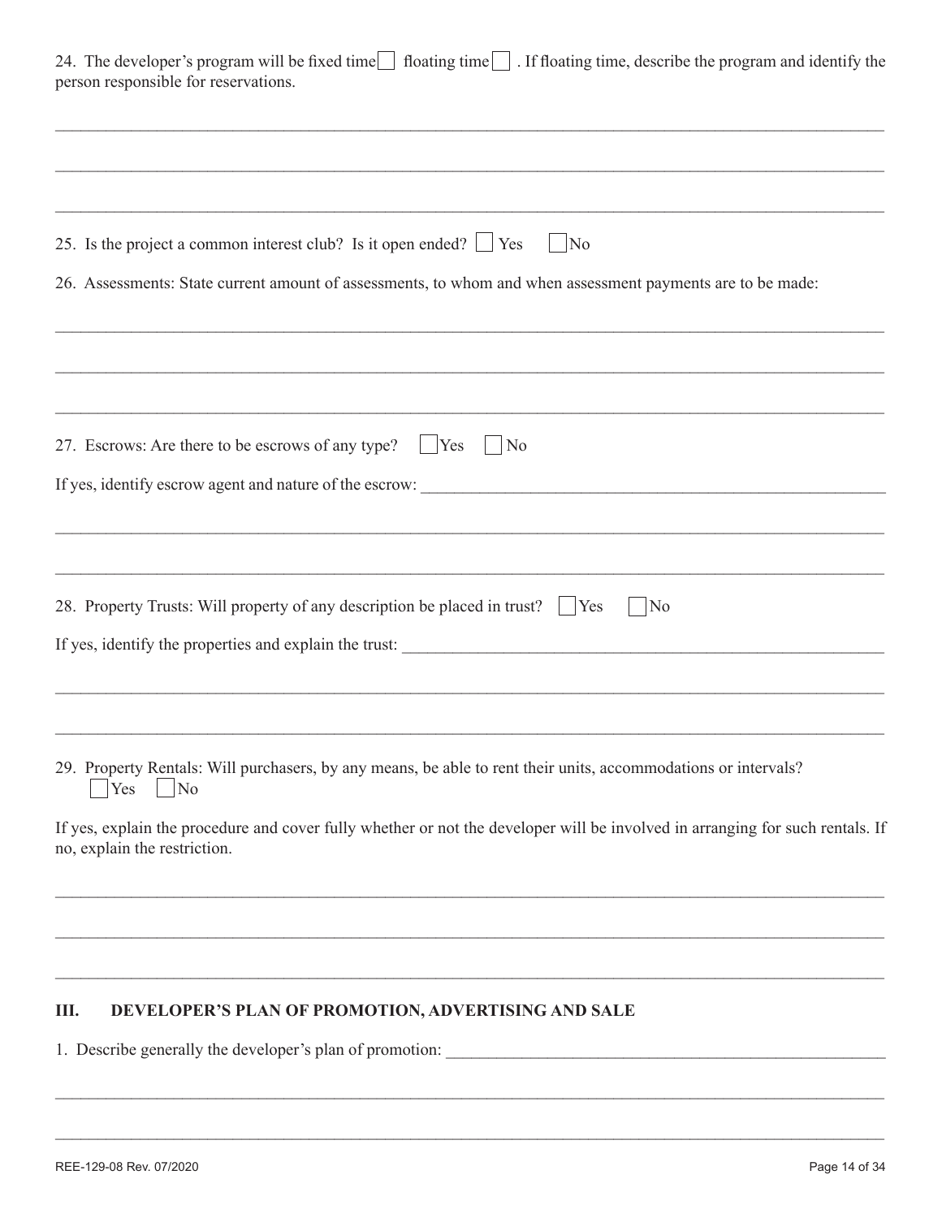24. The developer's program will be fixed time ☐ floating time ☐ . If floating time, describe the program and identify the person responsible for reservations.

_______________________________________________________________________________

_______________________________________________________________________________

_______________________________________________________________________________

25. Is the project a common interest club? Is it open ended? ☐ Yes ☐ No

26. Assessments: State current amount of assessments, to whom and when assessment payments are to be made:

_______________________________________________________________________________

_______________________________________________________________________________

_______________________________________________________________________________

27. Escrows: Are there to be escrows of any type? ☐ Yes ☐ No

If yes, identify escrow agent and nature of the escrow: ________________________________

_______________________________________________________________________________

_______________________________________________________________________________

28. Property Trusts: Will property of any description be placed in trust? ☐ Yes ☐ No

If yes, identify the properties and explain the trust: ________________________________

_______________________________________________________________________________

_______________________________________________________________________________

29. Property Rentals: Will purchasers, by any means, be able to rent their units, accommodations or intervals?
☐ Yes ☐ No

If yes, explain the procedure and cover fully whether or not the developer will be involved in arranging for such rentals. If no, explain the restriction.

_______________________________________________________________________________

_______________________________________________________________________________

_______________________________________________________________________________

## III. DEVELOPER'S PLAN OF PROMOTION, ADVERTISING AND SALE

1. Describe generally the developer's plan of promotion: ________________________________

_______________________________________________________________________________

_______________________________________________________________________________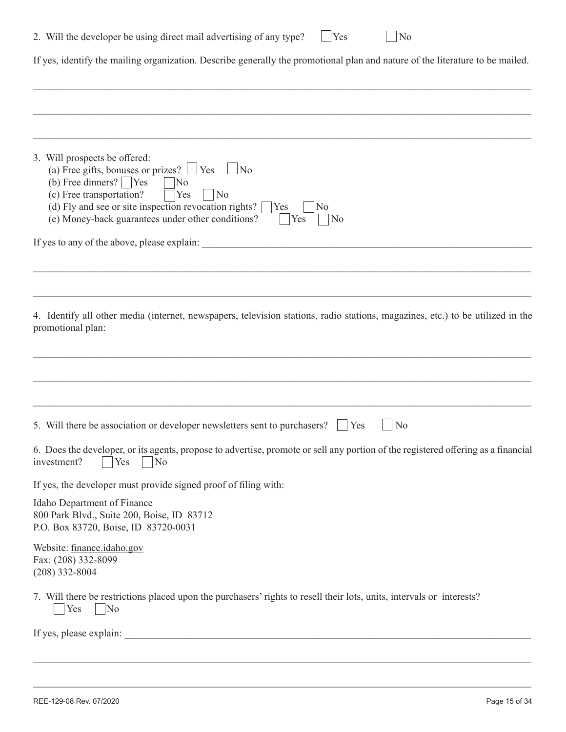2. Will the developer be using direct mail advertising of any type? ☐ Yes ☐ No

If yes, identify the mailing organization. Describe generally the promotional plan and nature of the literature to be mailed.

\_\_\_\_\_\_\_\_\_\_\_\_\_\_\_\_\_\_\_\_\_\_\_\_\_\_\_\_\_\_\_\_\_\_\_\_\_\_\_\_\_\_\_\_\_\_\_\_\_\_\_\_\_\_\_\_\_\_\_\_\_\_\_\_\_\_\_\_\_\_\_\_\_\_\_\_\_\_

\_\_\_\_\_\_\_\_\_\_\_\_\_\_\_\_\_\_\_\_\_\_\_\_\_\_\_\_\_\_\_\_\_\_\_\_\_\_\_\_\_\_\_\_\_\_\_\_\_\_\_\_\_\_\_\_\_\_\_\_\_\_\_\_\_\_\_\_\_\_\_\_\_\_\_\_\_\_

\_\_\_\_\_\_\_\_\_\_\_\_\_\_\_\_\_\_\_\_\_\_\_\_\_\_\_\_\_\_\_\_\_\_\_\_\_\_\_\_\_\_\_\_\_\_\_\_\_\_\_\_\_\_\_\_\_\_\_\_\_\_\_\_\_\_\_\_\_\_\_\_\_\_\_\_\_\_

3. Will prospects be offered:
   - (a) Free gifts, bonuses or prizes? ☐ Yes ☐ No
   - (b) Free dinners? ☐ Yes ☐ No
   - (c) Free transportation? ☐ Yes ☐ No
   - (d) Fly and see or site inspection revocation rights? ☐ Yes ☐ No
   - (e) Money-back guarantees under other conditions? ☐ Yes ☐ No

If yes to any of the above, please explain: \_\_\_\_\_\_\_\_\_\_\_\_\_\_\_\_\_\_\_\_\_\_\_\_\_\_\_\_\_\_\_\_\_\_\_\_\_\_\_\_\_\_\_\_\_\_

\_\_\_\_\_\_\_\_\_\_\_\_\_\_\_\_\_\_\_\_\_\_\_\_\_\_\_\_\_\_\_\_\_\_\_\_\_\_\_\_\_\_\_\_\_\_\_\_\_\_\_\_\_\_\_\_\_\_\_\_\_\_\_\_\_\_\_\_\_\_\_\_\_\_\_\_\_\_

\_\_\_\_\_\_\_\_\_\_\_\_\_\_\_\_\_\_\_\_\_\_\_\_\_\_\_\_\_\_\_\_\_\_\_\_\_\_\_\_\_\_\_\_\_\_\_\_\_\_\_\_\_\_\_\_\_\_\_\_\_\_\_\_\_\_\_\_\_\_\_\_\_\_\_\_\_\_

4. Identify all other media (internet, newspapers, television stations, radio stations, magazines, etc.) to be utilized in the promotional plan:

\_\_\_\_\_\_\_\_\_\_\_\_\_\_\_\_\_\_\_\_\_\_\_\_\_\_\_\_\_\_\_\_\_\_\_\_\_\_\_\_\_\_\_\_\_\_\_\_\_\_\_\_\_\_\_\_\_\_\_\_\_\_\_\_\_\_\_\_\_\_\_\_\_\_\_\_\_\_

\_\_\_\_\_\_\_\_\_\_\_\_\_\_\_\_\_\_\_\_\_\_\_\_\_\_\_\_\_\_\_\_\_\_\_\_\_\_\_\_\_\_\_\_\_\_\_\_\_\_\_\_\_\_\_\_\_\_\_\_\_\_\_\_\_\_\_\_\_\_\_\_\_\_\_\_\_\_

\_\_\_\_\_\_\_\_\_\_\_\_\_\_\_\_\_\_\_\_\_\_\_\_\_\_\_\_\_\_\_\_\_\_\_\_\_\_\_\_\_\_\_\_\_\_\_\_\_\_\_\_\_\_\_\_\_\_\_\_\_\_\_\_\_\_\_\_\_\_\_\_\_\_\_\_\_\_

5. Will there be association or developer newsletters sent to purchasers? ☐ Yes ☐ No

6. Does the developer, or its agents, propose to advertise, promote or sell any portion of the registered offering as a financial investment? ☐ Yes ☐ No

If yes, the developer must provide signed proof of filing with:

Idaho Department of Finance
800 Park Blvd., Suite 200, Boise, ID 83712
P.O. Box 83720, Boise, ID 83720-0031

Website: finance.idaho.gov
Fax: (208) 332-8099
(208) 332-8004

7. Will there be restrictions placed upon the purchasers' rights to resell their lots, units, intervals or interests?
   ☐ Yes ☐ No

If yes, please explain: \_\_\_\_\_\_\_\_\_\_\_\_\_\_\_\_\_\_\_\_\_\_\_\_\_\_\_\_\_\_\_\_\_\_\_\_\_\_\_\_\_\_\_\_\_\_\_\_\_\_\_\_\_\_\_\_\_\_\_\_

\_\_\_\_\_\_\_\_\_\_\_\_\_\_\_\_\_\_\_\_\_\_\_\_\_\_\_\_\_\_\_\_\_\_\_\_\_\_\_\_\_\_\_\_\_\_\_\_\_\_\_\_\_\_\_\_\_\_\_\_\_\_\_\_\_\_\_\_\_\_\_\_\_\_\_\_\_\_

\_\_\_\_\_\_\_\_\_\_\_\_\_\_\_\_\_\_\_\_\_\_\_\_\_\_\_\_\_\_\_\_\_\_\_\_\_\_\_\_\_\_\_\_\_\_\_\_\_\_\_\_\_\_\_\_\_\_\_\_\_\_\_\_\_\_\_\_\_\_\_\_\_\_\_\_\_\_

REE-129-08 Rev. 07/2020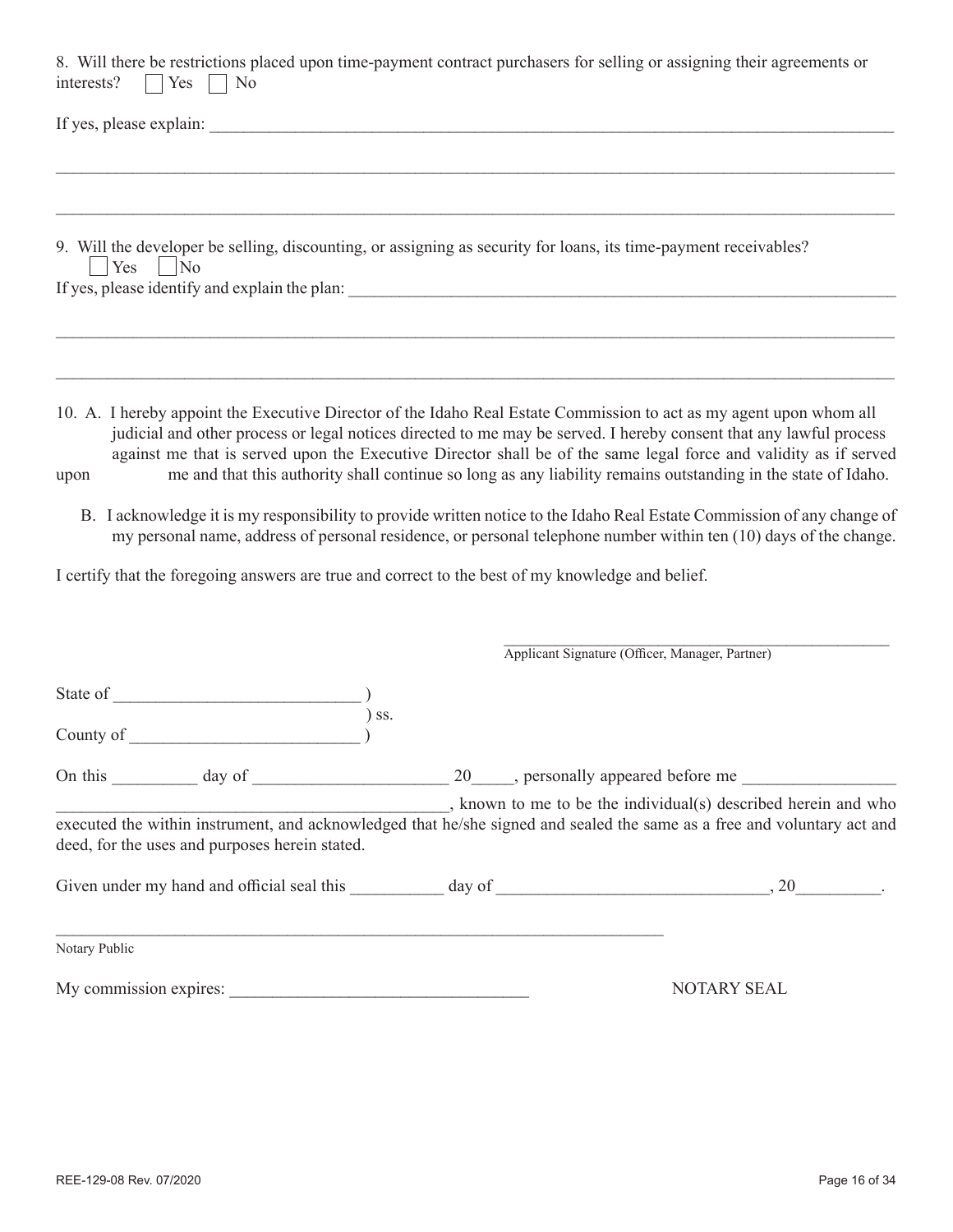8. Will there be restrictions placed upon time-payment contract purchasers for selling or assigning their agreements or interests? ☐ Yes ☐ No

If yes, please explain: ________________________________________________________________________________

________________________________________________________________________________________________

________________________________________________________________________________________________

9. Will the developer be selling, discounting, or assigning as security for loans, its time-payment receivables?
☐ Yes ☐ No

If yes, please identify and explain the plan: ______________________________________________________________

________________________________________________________________________________________________

________________________________________________________________________________________________

10. A. I hereby appoint the Executive Director of the Idaho Real Estate Commission to act as my agent upon whom all judicial and other process or legal notices directed to me may be served. I hereby consent that any lawful process against me that is served upon the Executive Director shall be of the same legal force and validity as if served upon me and that this authority shall continue so long as any liability remains outstanding in the state of Idaho.

B. I acknowledge it is my responsibility to provide written notice to the Idaho Real Estate Commission of any change of my personal name, address of personal residence, or personal telephone number within ten (10) days of the change.

I certify that the foregoing answers are true and correct to the best of my knowledge and belief.

_______________________________________________
Applicant Signature (Officer, Manager, Partner)

State of ____________________________ )
) ss.
County of __________________________ )

On this __________ day of ______________________ 20_____, personally appeared before me _________________ ___________________________________________, known to me to be the individual(s) described herein and who executed the within instrument, and acknowledged that he/she signed and sealed the same as a free and voluntary act and deed, for the uses and purposes herein stated.

Given under my hand and official seal this __________ day of _______________________________, 20__________.

______________________________________________________________________
Notary Public

My commission expires: __________________________________ NOTARY SEAL

REE-129-08 Rev. 07/2020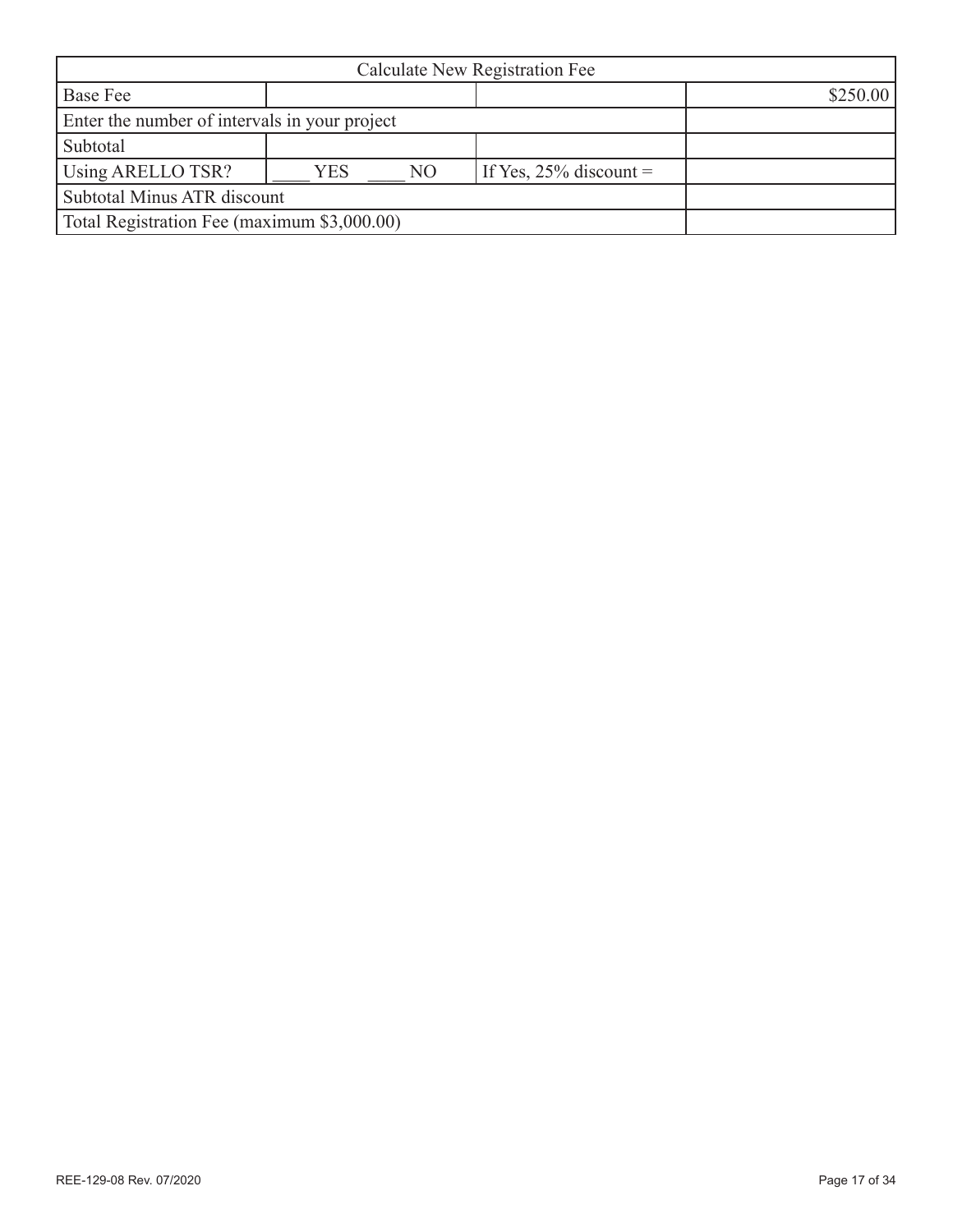| Calculate New Registration Fee | | | |
|---|---|---|---|
| Base Fee | | | $250.00 |
| Enter the number of intervals in your project | | | |
| Subtotal | | | |
| Using ARELLO TSR? | ____ YES ____ NO | If Yes, 25% discount = | |
| Subtotal Minus ATR discount | | | |
| Total Registration Fee (maximum $3,000.00) | | | |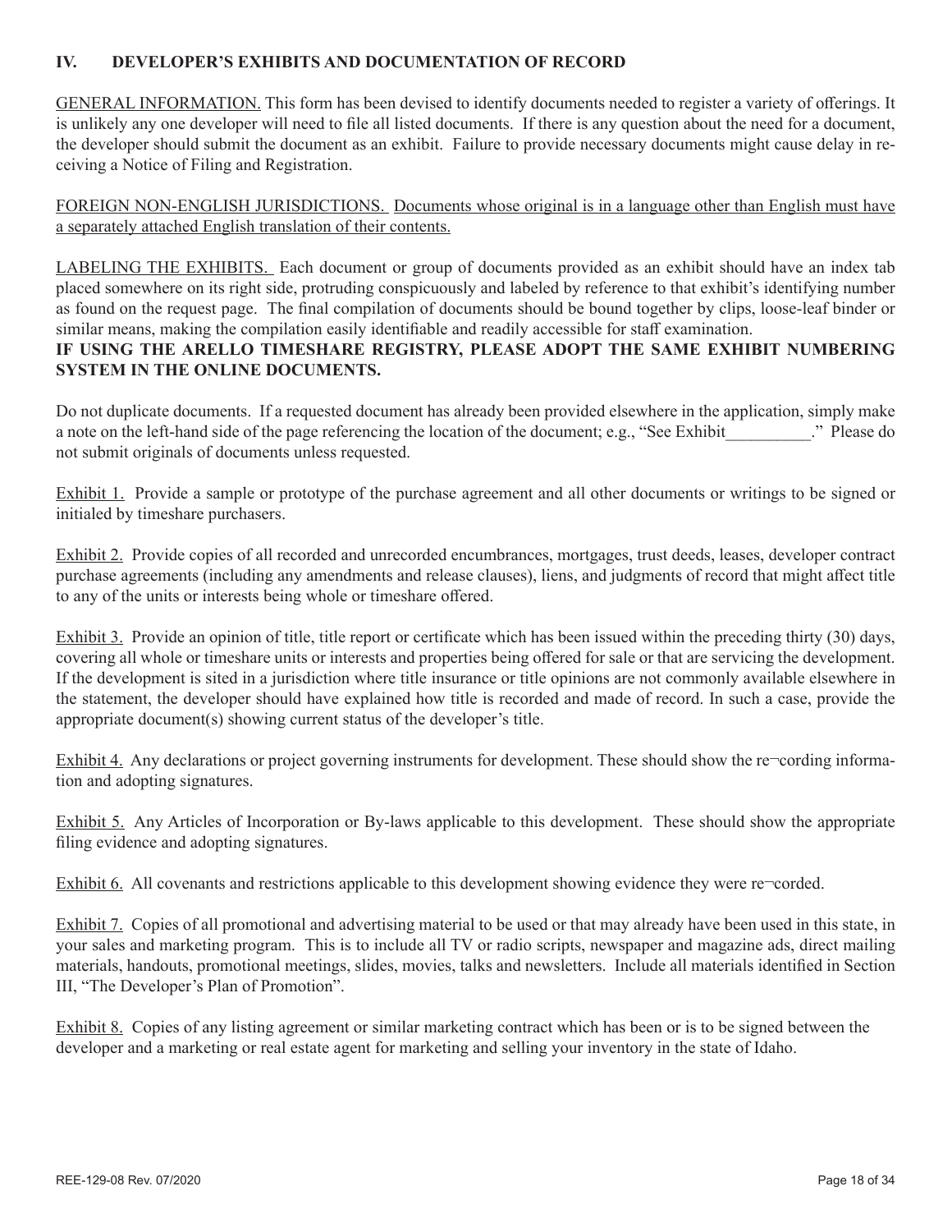## IV. DEVELOPER'S EXHIBITS AND DOCUMENTATION OF RECORD

<u>GENERAL INFORMATION.</u> This form has been devised to identify documents needed to register a variety of offerings. It is unlikely any one developer will need to file all listed documents. If there is any question about the need for a document, the developer should submit the document as an exhibit. Failure to provide necessary documents might cause delay in receiving a Notice of Filing and Registration.

<u>FOREIGN NON-ENGLISH JURISDICTIONS. Documents whose original is in a language other than English must have a separately attached English translation of their contents.</u>

<u>LABELING THE EXHIBITS.</u> Each document or group of documents provided as an exhibit should have an index tab placed somewhere on its right side, protruding conspicuously and labeled by reference to that exhibit's identifying number as found on the request page. The final compilation of documents should be bound together by clips, loose-leaf binder or similar means, making the compilation easily identifiable and readily accessible for staff examination.

**IF USING THE ARELLO TIMESHARE REGISTRY, PLEASE ADOPT THE SAME EXHIBIT NUMBERING SYSTEM IN THE ONLINE DOCUMENTS.**

Do not duplicate documents. If a requested document has already been provided elsewhere in the application, simply make a note on the left-hand side of the page referencing the location of the document; e.g., "See Exhibit__________." Please do not submit originals of documents unless requested.

<u>Exhibit 1.</u> Provide a sample or prototype of the purchase agreement and all other documents or writings to be signed or initialed by timeshare purchasers.

<u>Exhibit 2.</u> Provide copies of all recorded and unrecorded encumbrances, mortgages, trust deeds, leases, developer contract purchase agreements (including any amendments and release clauses), liens, and judgments of record that might affect title to any of the units or interests being whole or timeshare offered.

<u>Exhibit 3.</u> Provide an opinion of title, title report or certificate which has been issued within the preceding thirty (30) days, covering all whole or timeshare units or interests and properties being offered for sale or that are servicing the development. If the development is sited in a jurisdiction where title insurance or title opinions are not commonly available elsewhere in the statement, the developer should have explained how title is recorded and made of record. In such a case, provide the appropriate document(s) showing current status of the developer's title.

<u>Exhibit 4.</u> Any declarations or project governing instruments for development. These should show the re¬cording information and adopting signatures.

<u>Exhibit 5.</u> Any Articles of Incorporation or By-laws applicable to this development. These should show the appropriate filing evidence and adopting signatures.

<u>Exhibit 6.</u> All covenants and restrictions applicable to this development showing evidence they were re¬corded.

<u>Exhibit 7.</u> Copies of all promotional and advertising material to be used or that may already have been used in this state, in your sales and marketing program. This is to include all TV or radio scripts, newspaper and magazine ads, direct mailing materials, handouts, promotional meetings, slides, movies, talks and newsletters. Include all materials identified in Section III, "The Developer's Plan of Promotion".

<u>Exhibit 8.</u> Copies of any listing agreement or similar marketing contract which has been or is to be signed between the developer and a marketing or real estate agent for marketing and selling your inventory in the state of Idaho.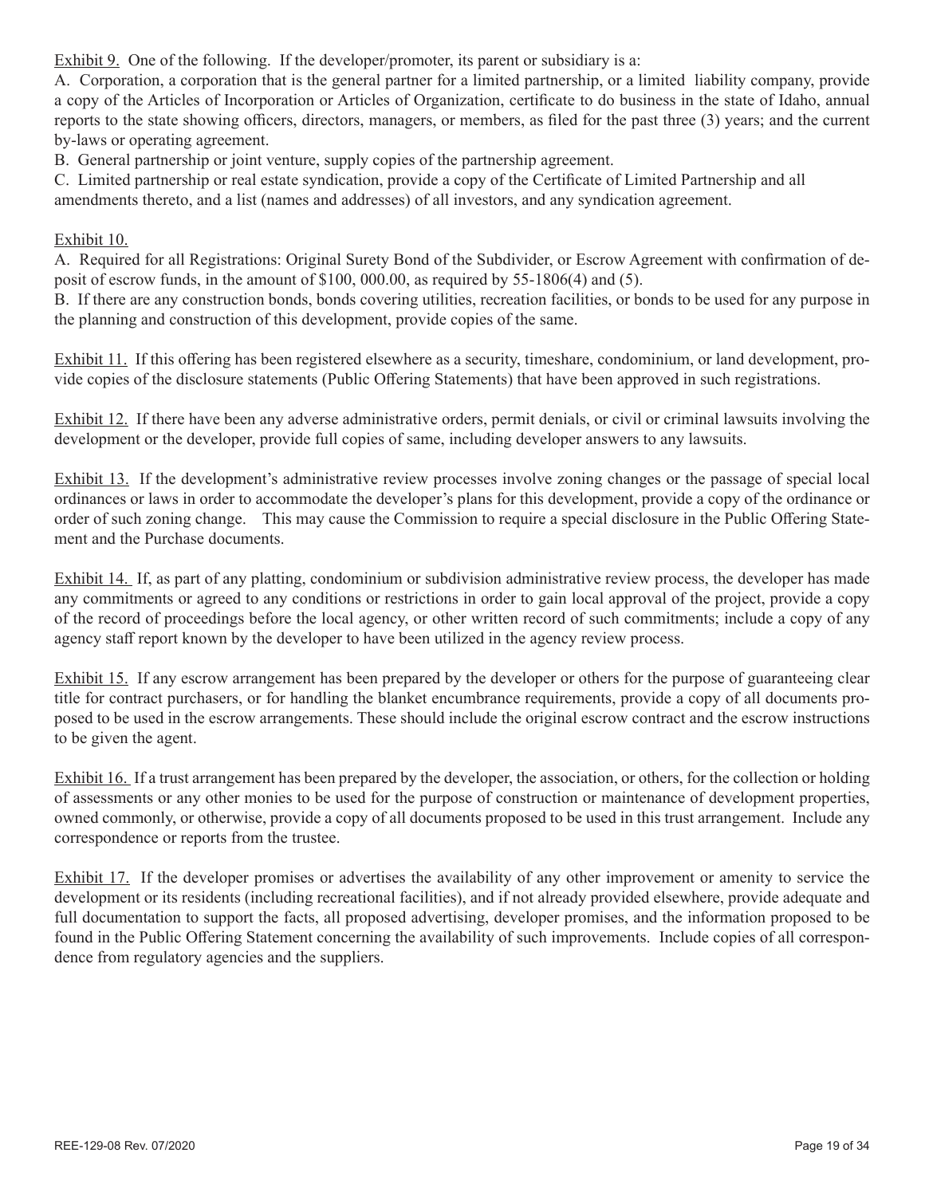Exhibit 9. One of the following. If the developer/promoter, its parent or subsidiary is a:

A. Corporation, a corporation that is the general partner for a limited partnership, or a limited liability company, provide a copy of the Articles of Incorporation or Articles of Organization, certificate to do business in the state of Idaho, annual reports to the state showing officers, directors, managers, or members, as filed for the past three (3) years; and the current by-laws or operating agreement.

B. General partnership or joint venture, supply copies of the partnership agreement.

C. Limited partnership or real estate syndication, provide a copy of the Certificate of Limited Partnership and all amendments thereto, and a list (names and addresses) of all investors, and any syndication agreement.

Exhibit 10.

A. Required for all Registrations: Original Surety Bond of the Subdivider, or Escrow Agreement with confirmation of deposit of escrow funds, in the amount of $100, 000.00, as required by 55-1806(4) and (5).

B. If there are any construction bonds, bonds covering utilities, recreation facilities, or bonds to be used for any purpose in the planning and construction of this development, provide copies of the same.

Exhibit 11. If this offering has been registered elsewhere as a security, timeshare, condominium, or land development, provide copies of the disclosure statements (Public Offering Statements) that have been approved in such registrations.

Exhibit 12. If there have been any adverse administrative orders, permit denials, or civil or criminal lawsuits involving the development or the developer, provide full copies of same, including developer answers to any lawsuits.

Exhibit 13. If the development's administrative review processes involve zoning changes or the passage of special local ordinances or laws in order to accommodate the developer's plans for this development, provide a copy of the ordinance or order of such zoning change. This may cause the Commission to require a special disclosure in the Public Offering Statement and the Purchase documents.

Exhibit 14. If, as part of any platting, condominium or subdivision administrative review process, the developer has made any commitments or agreed to any conditions or restrictions in order to gain local approval of the project, provide a copy of the record of proceedings before the local agency, or other written record of such commitments; include a copy of any agency staff report known by the developer to have been utilized in the agency review process.

Exhibit 15. If any escrow arrangement has been prepared by the developer or others for the purpose of guaranteeing clear title for contract purchasers, or for handling the blanket encumbrance requirements, provide a copy of all documents proposed to be used in the escrow arrangements. These should include the original escrow contract and the escrow instructions to be given the agent.

Exhibit 16. If a trust arrangement has been prepared by the developer, the association, or others, for the collection or holding of assessments or any other monies to be used for the purpose of construction or maintenance of development properties, owned commonly, or otherwise, provide a copy of all documents proposed to be used in this trust arrangement. Include any correspondence or reports from the trustee.

Exhibit 17. If the developer promises or advertises the availability of any other improvement or amenity to service the development or its residents (including recreational facilities), and if not already provided elsewhere, provide adequate and full documentation to support the facts, all proposed advertising, developer promises, and the information proposed to be found in the Public Offering Statement concerning the availability of such improvements. Include copies of all correspondence from regulatory agencies and the suppliers.

REE-129-08 Rev. 07/2020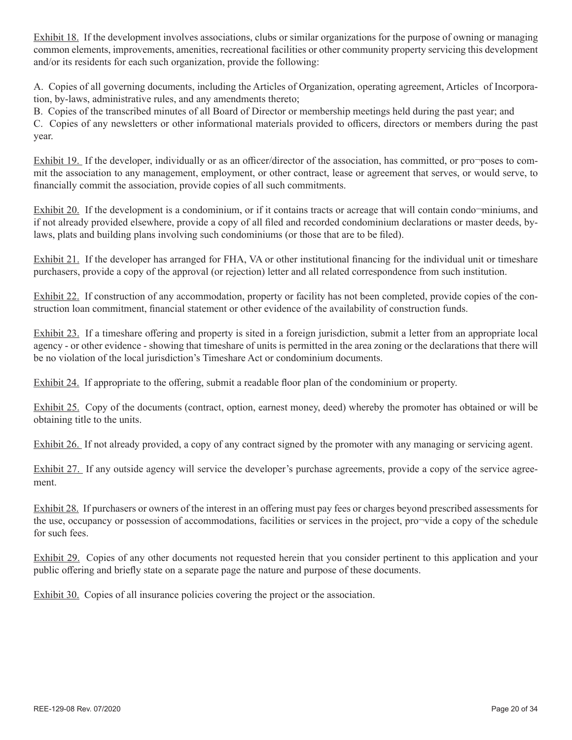Exhibit 18. If the development involves associations, clubs or similar organizations for the purpose of owning or managing common elements, improvements, amenities, recreational facilities or other community property servicing this development and/or its residents for each such organization, provide the following:

A. Copies of all governing documents, including the Articles of Organization, operating agreement, Articles of Incorporation, by-laws, administrative rules, and any amendments thereto;

B. Copies of the transcribed minutes of all Board of Director or membership meetings held during the past year; and

C. Copies of any newsletters or other informational materials provided to officers, directors or members during the past year.

Exhibit 19. If the developer, individually or as an officer/director of the association, has committed, or pro¬poses to commit the association to any management, employment, or other contract, lease or agreement that serves, or would serve, to financially commit the association, provide copies of all such commitments.

Exhibit 20. If the development is a condominium, or if it contains tracts or acreage that will contain condo¬miniums, and if not already provided elsewhere, provide a copy of all filed and recorded condominium declarations or master deeds, by-laws, plats and building plans involving such condominiums (or those that are to be filed).

Exhibit 21. If the developer has arranged for FHA, VA or other institutional financing for the individual unit or timeshare purchasers, provide a copy of the approval (or rejection) letter and all related correspondence from such institution.

Exhibit 22. If construction of any accommodation, property or facility has not been completed, provide copies of the construction loan commitment, financial statement or other evidence of the availability of construction funds.

Exhibit 23. If a timeshare offering and property is sited in a foreign jurisdiction, submit a letter from an appropriate local agency - or other evidence - showing that timeshare of units is permitted in the area zoning or the declarations that there will be no violation of the local jurisdiction's Timeshare Act or condominium documents.

Exhibit 24. If appropriate to the offering, submit a readable floor plan of the condominium or property.

Exhibit 25. Copy of the documents (contract, option, earnest money, deed) whereby the promoter has obtained or will be obtaining title to the units.

Exhibit 26. If not already provided, a copy of any contract signed by the promoter with any managing or servicing agent.

Exhibit 27. If any outside agency will service the developer's purchase agreements, provide a copy of the service agreement.

Exhibit 28. If purchasers or owners of the interest in an offering must pay fees or charges beyond prescribed assessments for the use, occupancy or possession of accommodations, facilities or services in the project, pro¬vide a copy of the schedule for such fees.

Exhibit 29. Copies of any other documents not requested herein that you consider pertinent to this application and your public offering and briefly state on a separate page the nature and purpose of these documents.

Exhibit 30. Copies of all insurance policies covering the project or the association.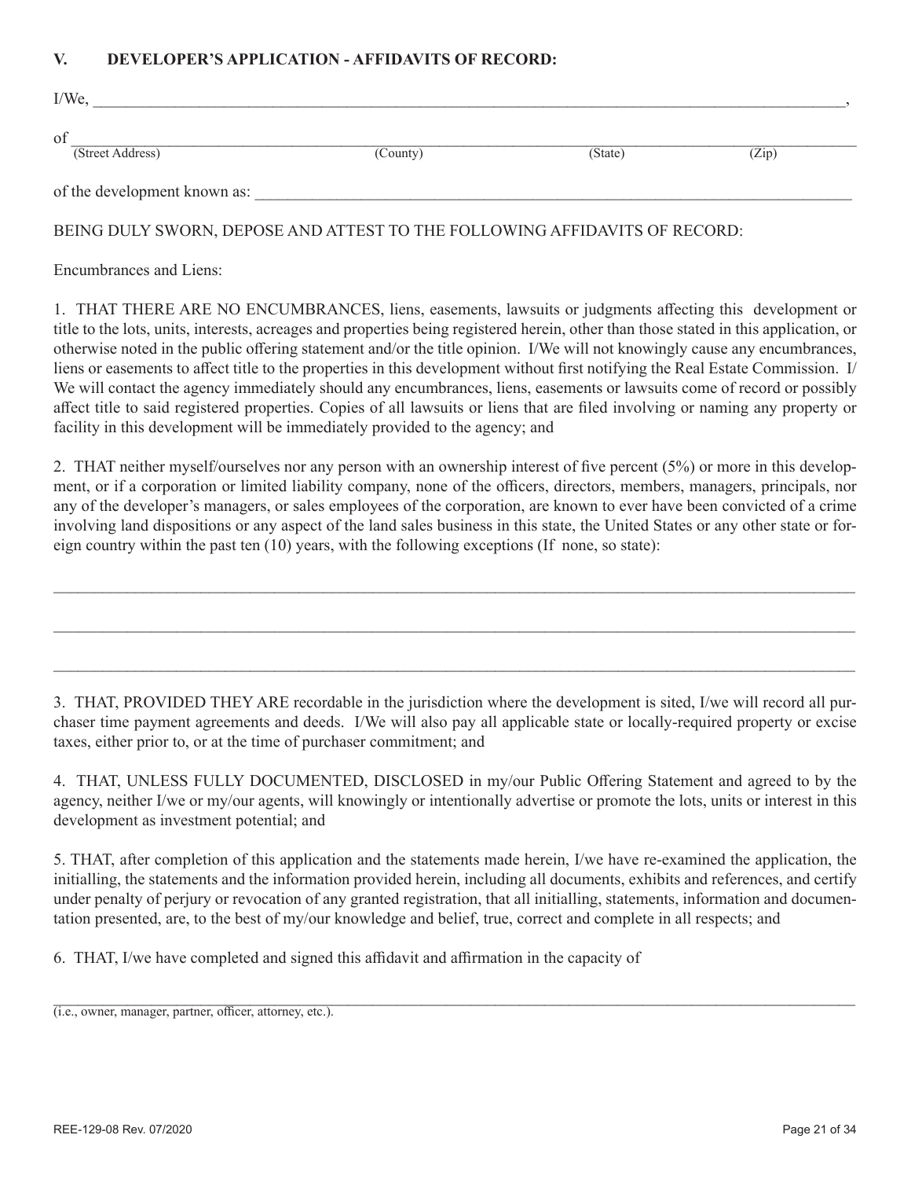## V. DEVELOPER'S APPLICATION - AFFIDAVITS OF RECORD:

I/We, \_\_\_\_\_\_\_\_\_\_\_\_\_\_\_\_\_\_\_\_\_\_\_\_\_\_\_\_\_\_\_\_\_\_\_\_\_\_\_\_\_\_\_\_\_\_\_\_\_\_\_\_\_\_\_\_\_\_\_\_\_\_\_\_\_\_\_\_\_\_\_\_\_\_\_\_,

of \_\_\_\_\_\_\_\_\_\_\_\_\_\_\_\_\_\_\_\_\_\_\_\_\_\_\_\_\_\_\_\_\_\_\_\_\_\_\_\_\_\_\_\_\_\_\_\_\_\_\_\_\_\_\_\_\_\_\_\_\_\_\_\_\_\_\_\_\_\_\_\_\_\_\_\_\_\_
(Street Address) (County) (State) (Zip)

of the development known as: \_\_\_\_\_\_\_\_\_\_\_\_\_\_\_\_\_\_\_\_\_\_\_\_\_\_\_\_\_\_\_\_\_\_\_\_\_\_\_\_\_\_\_\_\_\_\_\_\_\_\_\_\_\_\_\_\_\_\_\_

BEING DULY SWORN, DEPOSE AND ATTEST TO THE FOLLOWING AFFIDAVITS OF RECORD:

Encumbrances and Liens:

1. THAT THERE ARE NO ENCUMBRANCES, liens, easements, lawsuits or judgments affecting this development or title to the lots, units, interests, acreages and properties being registered herein, other than those stated in this application, or otherwise noted in the public offering statement and/or the title opinion. I/We will not knowingly cause any encumbrances, liens or easements to affect title to the properties in this development without first notifying the Real Estate Commission. I/We will contact the agency immediately should any encumbrances, liens, easements or lawsuits come of record or possibly affect title to said registered properties. Copies of all lawsuits or liens that are filed involving or naming any property or facility in this development will be immediately provided to the agency; and

2. THAT neither myself/ourselves nor any person with an ownership interest of five percent (5%) or more in this development, or if a corporation or limited liability company, none of the officers, directors, members, managers, principals, nor any of the developer's managers, or sales employees of the corporation, are known to ever have been convicted of a crime involving land dispositions or any aspect of the land sales business in this state, the United States or any other state or foreign country within the past ten (10) years, with the following exceptions (If none, so state):

\_\_\_\_\_\_\_\_\_\_\_\_\_\_\_\_\_\_\_\_\_\_\_\_\_\_\_\_\_\_\_\_\_\_\_\_\_\_\_\_\_\_\_\_\_\_\_\_\_\_\_\_\_\_\_\_\_\_\_\_\_\_\_\_\_\_\_\_\_\_\_\_\_\_\_\_\_\_\_\_\_\_

\_\_\_\_\_\_\_\_\_\_\_\_\_\_\_\_\_\_\_\_\_\_\_\_\_\_\_\_\_\_\_\_\_\_\_\_\_\_\_\_\_\_\_\_\_\_\_\_\_\_\_\_\_\_\_\_\_\_\_\_\_\_\_\_\_\_\_\_\_\_\_\_\_\_\_\_\_\_\_\_\_\_

\_\_\_\_\_\_\_\_\_\_\_\_\_\_\_\_\_\_\_\_\_\_\_\_\_\_\_\_\_\_\_\_\_\_\_\_\_\_\_\_\_\_\_\_\_\_\_\_\_\_\_\_\_\_\_\_\_\_\_\_\_\_\_\_\_\_\_\_\_\_\_\_\_\_\_\_\_\_\_\_\_\_

3. THAT, PROVIDED THEY ARE recordable in the jurisdiction where the development is sited, I/we will record all purchaser time payment agreements and deeds. I/We will also pay all applicable state or locally-required property or excise taxes, either prior to, or at the time of purchaser commitment; and

4. THAT, UNLESS FULLY DOCUMENTED, DISCLOSED in my/our Public Offering Statement and agreed to by the agency, neither I/we or my/our agents, will knowingly or intentionally advertise or promote the lots, units or interest in this development as investment potential; and

5. THAT, after completion of this application and the statements made herein, I/we have re-examined the application, the initialling, the statements and the information provided herein, including all documents, exhibits and references, and certify under penalty of perjury or revocation of any granted registration, that all initialling, statements, information and documentation presented, are, to the best of my/our knowledge and belief, true, correct and complete in all respects; and

6. THAT, I/we have completed and signed this affidavit and affirmation in the capacity of

\_\_\_\_\_\_\_\_\_\_\_\_\_\_\_\_\_\_\_\_\_\_\_\_\_\_\_\_\_\_\_\_\_\_\_\_\_\_\_\_\_\_\_\_\_\_\_\_\_\_\_\_\_\_\_\_\_\_\_\_\_\_\_\_\_\_\_\_\_\_\_\_\_\_\_\_\_\_\_\_\_\_
(i.e., owner, manager, partner, officer, attorney, etc.).

REE-129-08 Rev. 07/2020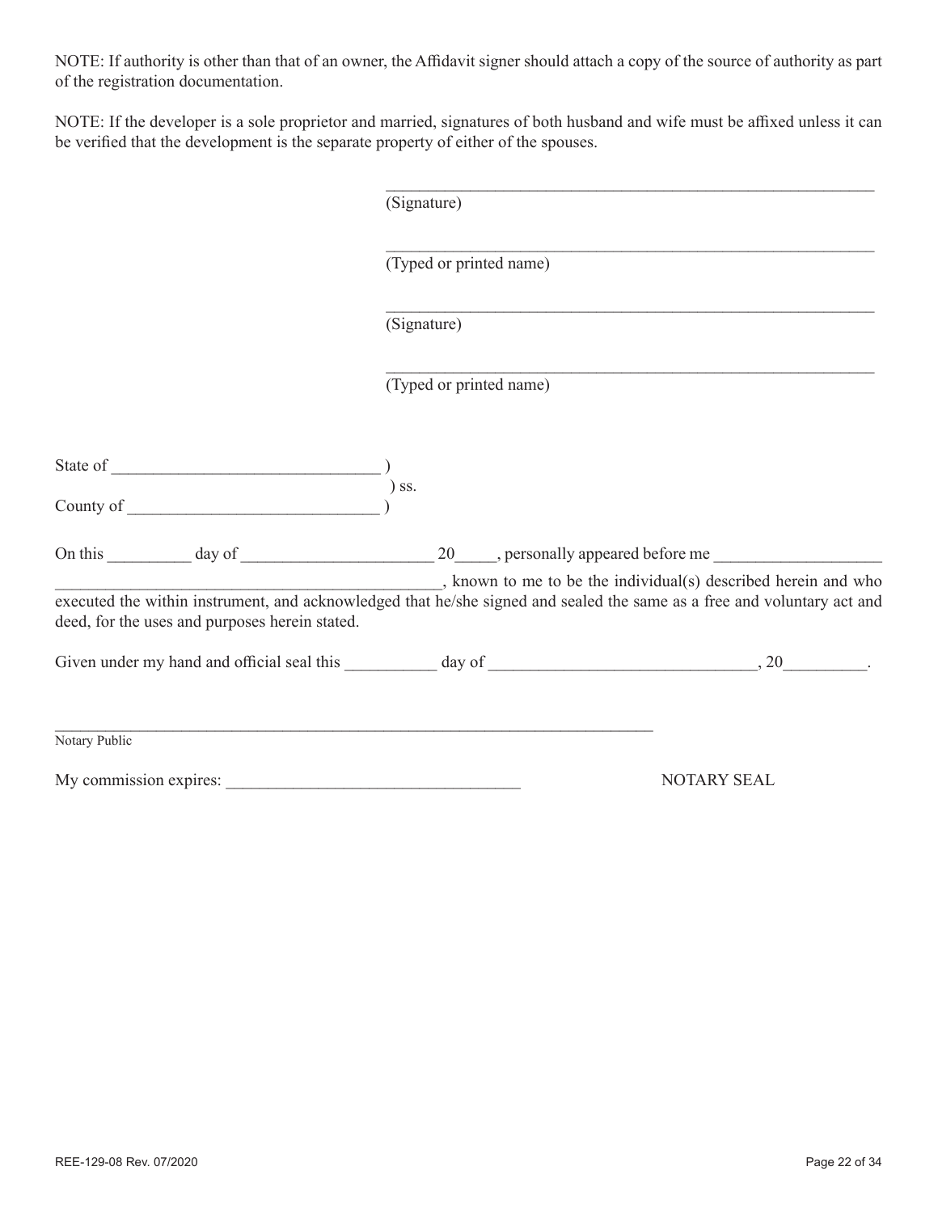NOTE: If authority is other than that of an owner, the Affidavit signer should attach a copy of the source of authority as part of the registration documentation.

NOTE: If the developer is a sole proprietor and married, signatures of both husband and wife must be affixed unless it can be verified that the development is the separate property of either of the spouses.

\_\_\_\_\_\_\_\_\_\_\_\_\_\_\_\_\_\_\_\_\_\_\_\_\_\_\_\_\_\_\_\_\_\_\_\_\_\_\_\_\_\_\_\_\_\_\_\_\_\_\_\_\_\_\_\_
(Signature)

\_\_\_\_\_\_\_\_\_\_\_\_\_\_\_\_\_\_\_\_\_\_\_\_\_\_\_\_\_\_\_\_\_\_\_\_\_\_\_\_\_\_\_\_\_\_\_\_\_\_\_\_\_\_\_\_
(Typed or printed name)

\_\_\_\_\_\_\_\_\_\_\_\_\_\_\_\_\_\_\_\_\_\_\_\_\_\_\_\_\_\_\_\_\_\_\_\_\_\_\_\_\_\_\_\_\_\_\_\_\_\_\_\_\_\_\_\_
(Signature)

\_\_\_\_\_\_\_\_\_\_\_\_\_\_\_\_\_\_\_\_\_\_\_\_\_\_\_\_\_\_\_\_\_\_\_\_\_\_\_\_\_\_\_\_\_\_\_\_\_\_\_\_\_\_\_\_
(Typed or printed name)

State of \_\_\_\_\_\_\_\_\_\_\_\_\_\_\_\_\_\_\_\_\_\_\_\_\_\_\_\_\_\_ )
) ss.
County of \_\_\_\_\_\_\_\_\_\_\_\_\_\_\_\_\_\_\_\_\_\_\_\_\_\_\_\_\_ )

On this \_\_\_\_\_\_\_\_\_\_ day of \_\_\_\_\_\_\_\_\_\_\_\_\_\_\_\_\_\_\_\_\_\_\_ 20\_\_\_\_\_, personally appeared before me \_\_\_\_\_\_\_\_\_\_\_\_\_\_\_\_\_\_\_\_ \_\_\_\_\_\_\_\_\_\_\_\_\_\_\_\_\_\_\_\_\_\_\_\_\_\_\_\_\_\_\_\_\_\_\_\_\_\_\_\_\_\_\_\_\_, known to me to be the individual(s) described herein and who executed the within instrument, and acknowledged that he/she signed and sealed the same as a free and voluntary act and deed, for the uses and purposes herein stated.

Given under my hand and official seal this \_\_\_\_\_\_\_\_\_\_\_ day of \_\_\_\_\_\_\_\_\_\_\_\_\_\_\_\_\_\_\_\_\_\_\_\_\_\_\_\_\_\_\_\_, 20\_\_\_\_\_\_\_\_\_\_.

\_\_\_\_\_\_\_\_\_\_\_\_\_\_\_\_\_\_\_\_\_\_\_\_\_\_\_\_\_\_\_\_\_\_\_\_\_\_\_\_\_\_\_\_\_\_\_\_\_\_\_\_\_\_\_\_\_\_\_\_\_\_\_\_\_\_\_\_\_
Notary Public

My commission expires: \_\_\_\_\_\_\_\_\_\_\_\_\_\_\_\_\_\_\_\_\_\_\_\_\_\_\_\_\_\_\_\_\_\_\_ NOTARY SEAL

REE-129-08 Rev. 07/2020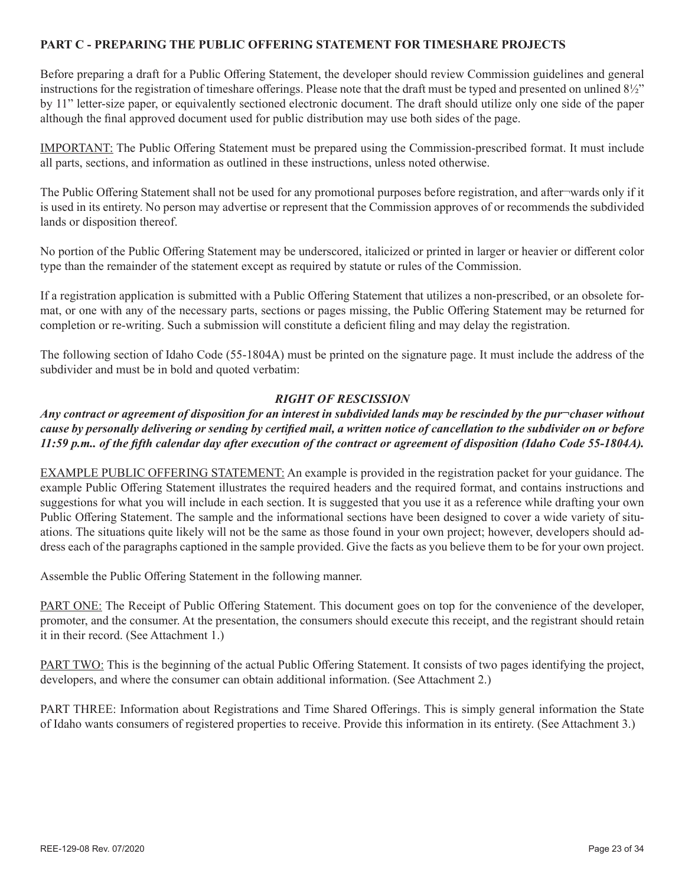## PART C - PREPARING THE PUBLIC OFFERING STATEMENT FOR TIMESHARE PROJECTS

Before preparing a draft for a Public Offering Statement, the developer should review Commission guidelines and general instructions for the registration of timeshare offerings. Please note that the draft must be typed and presented on unlined 8½" by 11" letter-size paper, or equivalently sectioned electronic document. The draft should utilize only one side of the paper although the final approved document used for public distribution may use both sides of the page.

IMPORTANT: The Public Offering Statement must be prepared using the Commission-prescribed format. It must include all parts, sections, and information as outlined in these instructions, unless noted otherwise.

The Public Offering Statement shall not be used for any promotional purposes before registration, and after¬wards only if it is used in its entirety. No person may advertise or represent that the Commission approves of or recommends the subdivided lands or disposition thereof.

No portion of the Public Offering Statement may be underscored, italicized or printed in larger or heavier or different color type than the remainder of the statement except as required by statute or rules of the Commission.

If a registration application is submitted with a Public Offering Statement that utilizes a non-prescribed, or an obsolete format, or one with any of the necessary parts, sections or pages missing, the Public Offering Statement may be returned for completion or re-writing. Such a submission will constitute a deficient filing and may delay the registration.

The following section of Idaho Code (55-1804A) must be printed on the signature page. It must include the address of the subdivider and must be in bold and quoted verbatim:

***RIGHT OF RESCISSION***

***Any contract or agreement of disposition for an interest in subdivided lands may be rescinded by the pur¬chaser without cause by personally delivering or sending by certified mail, a written notice of cancellation to the subdivider on or before 11:59 p.m.. of the fifth calendar day after execution of the contract or agreement of disposition (Idaho Code 55-1804A).***

EXAMPLE PUBLIC OFFERING STATEMENT: An example is provided in the registration packet for your guidance. The example Public Offering Statement illustrates the required headers and the required format, and contains instructions and suggestions for what you will include in each section. It is suggested that you use it as a reference while drafting your own Public Offering Statement. The sample and the informational sections have been designed to cover a wide variety of situations. The situations quite likely will not be the same as those found in your own project; however, developers should address each of the paragraphs captioned in the sample provided. Give the facts as you believe them to be for your own project.

Assemble the Public Offering Statement in the following manner.

PART ONE: The Receipt of Public Offering Statement. This document goes on top for the convenience of the developer, promoter, and the consumer. At the presentation, the consumers should execute this receipt, and the registrant should retain it in their record. (See Attachment 1.)

PART TWO: This is the beginning of the actual Public Offering Statement. It consists of two pages identifying the project, developers, and where the consumer can obtain additional information. (See Attachment 2.)

PART THREE: Information about Registrations and Time Shared Offerings. This is simply general information the State of Idaho wants consumers of registered properties to receive. Provide this information in its entirety. (See Attachment 3.)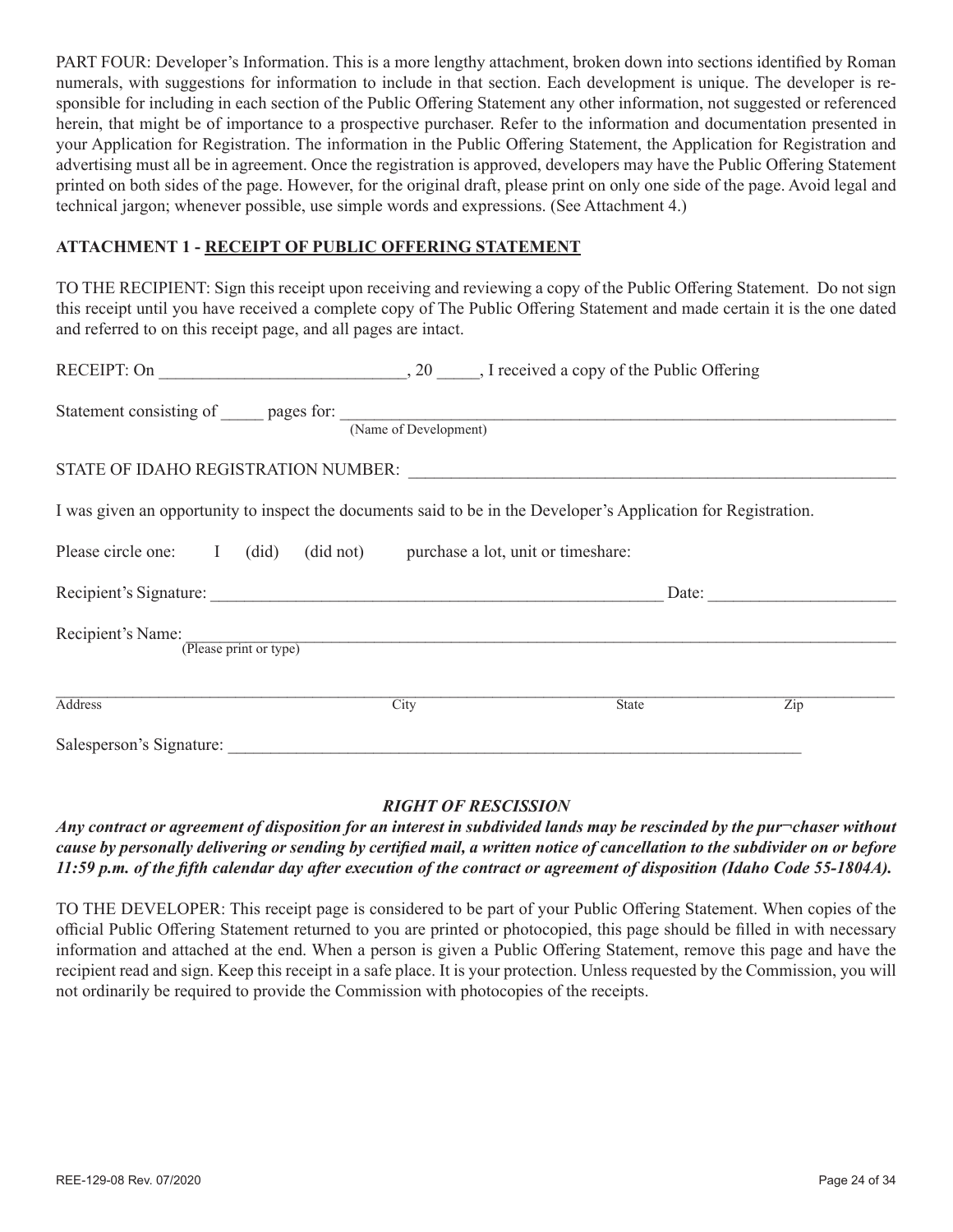PART FOUR: Developer's Information. This is a more lengthy attachment, broken down into sections identified by Roman numerals, with suggestions for information to include in that section. Each development is unique. The developer is responsible for including in each section of the Public Offering Statement any other information, not suggested or referenced herein, that might be of importance to a prospective purchaser. Refer to the information and documentation presented in your Application for Registration. The information in the Public Offering Statement, the Application for Registration and advertising must all be in agreement. Once the registration is approved, developers may have the Public Offering Statement printed on both sides of the page. However, for the original draft, please print on only one side of the page. Avoid legal and technical jargon; whenever possible, use simple words and expressions. (See Attachment 4.)

## ATTACHMENT 1 - RECEIPT OF PUBLIC OFFERING STATEMENT

TO THE RECIPIENT: Sign this receipt upon receiving and reviewing a copy of the Public Offering Statement. Do not sign this receipt until you have received a complete copy of The Public Offering Statement and made certain it is the one dated and referred to on this receipt page, and all pages are intact.

RECEIPT: On ____________________________, 20 _____, I received a copy of the Public Offering

Statement consisting of _____ pages for: ________________________________________________
(Name of Development)

STATE OF IDAHO REGISTRATION NUMBER: ________________________________________

I was given an opportunity to inspect the documents said to be in the Developer's Application for Registration.

Please circle one: I (did) (did not) purchase a lot, unit or timeshare:

Recipient's Signature: ______________________________________________ Date: ____________________

Recipient's Name: ____________________________________________________________
(Please print or type)

________________________________________________________________________________
Address City State Zip

Salesperson's Signature: ____________________________________________________

### *RIGHT OF RESCISSION*

***Any contract or agreement of disposition for an interest in subdivided lands may be rescinded by the pur¬chaser without cause by personally delivering or sending by certified mail, a written notice of cancellation to the subdivider on or before 11:59 p.m. of the fifth calendar day after execution of the contract or agreement of disposition (Idaho Code 55-1804A).***

TO THE DEVELOPER: This receipt page is considered to be part of your Public Offering Statement. When copies of the official Public Offering Statement returned to you are printed or photocopied, this page should be filled in with necessary information and attached at the end. When a person is given a Public Offering Statement, remove this page and have the recipient read and sign. Keep this receipt in a safe place. It is your protection. Unless requested by the Commission, you will not ordinarily be required to provide the Commission with photocopies of the receipts.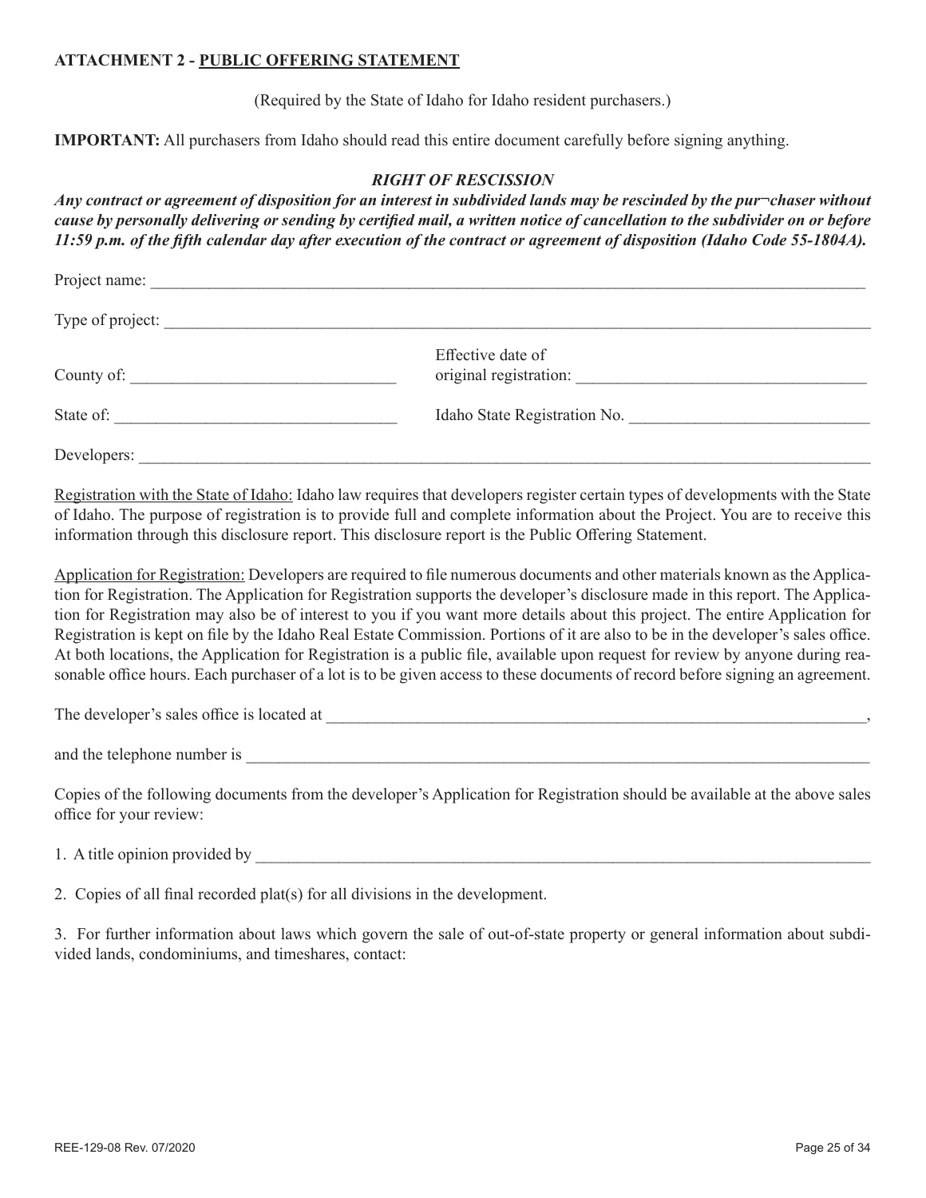**ATTACHMENT 2 - PUBLIC OFFERING STATEMENT**

(Required by the State of Idaho for Idaho resident purchasers.)

**IMPORTANT:** All purchasers from Idaho should read this entire document carefully before signing anything.

***RIGHT OF RESCISSION***

***Any contract or agreement of disposition for an interest in subdivided lands may be rescinded by the pur¬chaser without cause by personally delivering or sending by certified mail, a written notice of cancellation to the subdivider on or before 11:59 p.m. of the fifth calendar day after execution of the contract or agreement of disposition (Idaho Code 55-1804A).***

Project name: ______________________________________________________________________________

Type of project: ____________________________________________________________________________

County of: ______________________________ Effective date of original registration: ___________________________________

State of: ________________________________ Idaho State Registration No. _____________________________

Developers: ________________________________________________________________________________

Registration with the State of Idaho: Idaho law requires that developers register certain types of developments with the State of Idaho. The purpose of registration is to provide full and complete information about the Project. You are to receive this information through this disclosure report. This disclosure report is the Public Offering Statement.

Application for Registration: Developers are required to file numerous documents and other materials known as the Application for Registration. The Application for Registration supports the developer's disclosure made in this report. The Application for Registration may also be of interest to you if you want more details about this project. The entire Application for Registration is kept on file by the Idaho Real Estate Commission. Portions of it are also to be in the developer's sales office. At both locations, the Application for Registration is a public file, available upon request for review by anyone during reasonable office hours. Each purchaser of a lot is to be given access to these documents of record before signing an agreement.

The developer's sales office is located at ________________________________________________________________,

and the telephone number is ___________________________________________________________________

Copies of the following documents from the developer's Application for Registration should be available at the above sales office for your review:

1. A title opinion provided by _________________________________________________________________

2. Copies of all final recorded plat(s) for all divisions in the development.

3. For further information about laws which govern the sale of out-of-state property or general information about subdivided lands, condominiums, and timeshares, contact: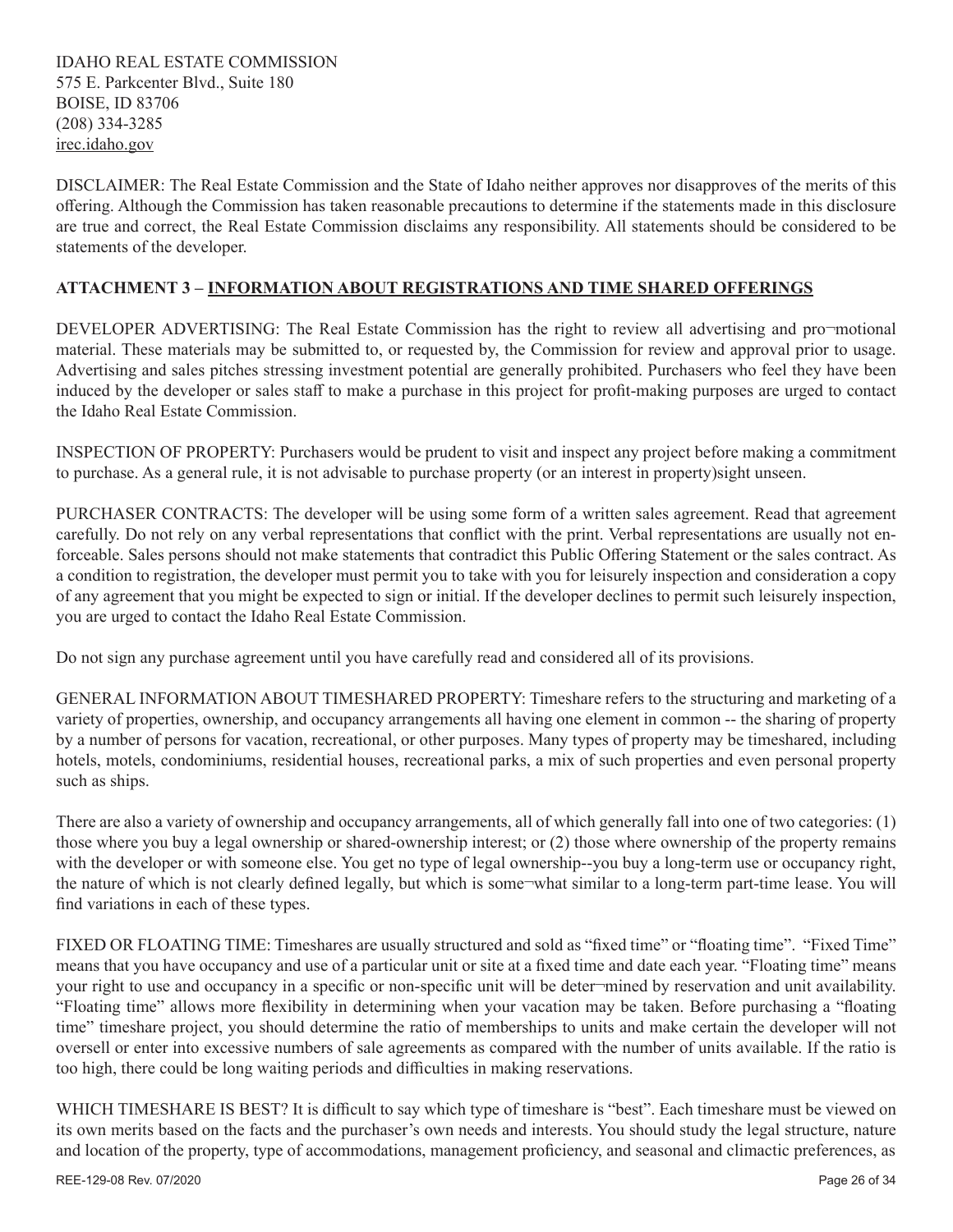IDAHO REAL ESTATE COMMISSION
575 E. Parkcenter Blvd., Suite 180
BOISE, ID 83706
(208) 334-3285
irec.idaho.gov

DISCLAIMER: The Real Estate Commission and the State of Idaho neither approves nor disapproves of the merits of this offering. Although the Commission has taken reasonable precautions to determine if the statements made in this disclosure are true and correct, the Real Estate Commission disclaims any responsibility. All statements should be considered to be statements of the developer.

**ATTACHMENT 3 – INFORMATION ABOUT REGISTRATIONS AND TIME SHARED OFFERINGS**

DEVELOPER ADVERTISING: The Real Estate Commission has the right to review all advertising and pro¬motional material. These materials may be submitted to, or requested by, the Commission for review and approval prior to usage. Advertising and sales pitches stressing investment potential are generally prohibited. Purchasers who feel they have been induced by the developer or sales staff to make a purchase in this project for profit-making purposes are urged to contact the Idaho Real Estate Commission.

INSPECTION OF PROPERTY: Purchasers would be prudent to visit and inspect any project before making a commitment to purchase. As a general rule, it is not advisable to purchase property (or an interest in property)sight unseen.

PURCHASER CONTRACTS: The developer will be using some form of a written sales agreement. Read that agreement carefully. Do not rely on any verbal representations that conflict with the print. Verbal representations are usually not enforceable. Sales persons should not make statements that contradict this Public Offering Statement or the sales contract. As a condition to registration, the developer must permit you to take with you for leisurely inspection and consideration a copy of any agreement that you might be expected to sign or initial. If the developer declines to permit such leisurely inspection, you are urged to contact the Idaho Real Estate Commission.

Do not sign any purchase agreement until you have carefully read and considered all of its provisions.

GENERAL INFORMATION ABOUT TIMESHARED PROPERTY: Timeshare refers to the structuring and marketing of a variety of properties, ownership, and occupancy arrangements all having one element in common -- the sharing of property by a number of persons for vacation, recreational, or other purposes. Many types of property may be timeshared, including hotels, motels, condominiums, residential houses, recreational parks, a mix of such properties and even personal property such as ships.

There are also a variety of ownership and occupancy arrangements, all of which generally fall into one of two categories: (1) those where you buy a legal ownership or shared-ownership interest; or (2) those where ownership of the property remains with the developer or with someone else. You get no type of legal ownership--you buy a long-term use or occupancy right, the nature of which is not clearly defined legally, but which is some¬what similar to a long-term part-time lease. You will find variations in each of these types.

FIXED OR FLOATING TIME: Timeshares are usually structured and sold as "fixed time" or "floating time". "Fixed Time" means that you have occupancy and use of a particular unit or site at a fixed time and date each year. "Floating time" means your right to use and occupancy in a specific or non-specific unit will be deter¬mined by reservation and unit availability. "Floating time" allows more flexibility in determining when your vacation may be taken. Before purchasing a "floating time" timeshare project, you should determine the ratio of memberships to units and make certain the developer will not oversell or enter into excessive numbers of sale agreements as compared with the number of units available. If the ratio is too high, there could be long waiting periods and difficulties in making reservations.

WHICH TIMESHARE IS BEST? It is difficult to say which type of timeshare is "best". Each timeshare must be viewed on its own merits based on the facts and the purchaser's own needs and interests. You should study the legal structure, nature and location of the property, type of accommodations, management proficiency, and seasonal and climactic preferences, as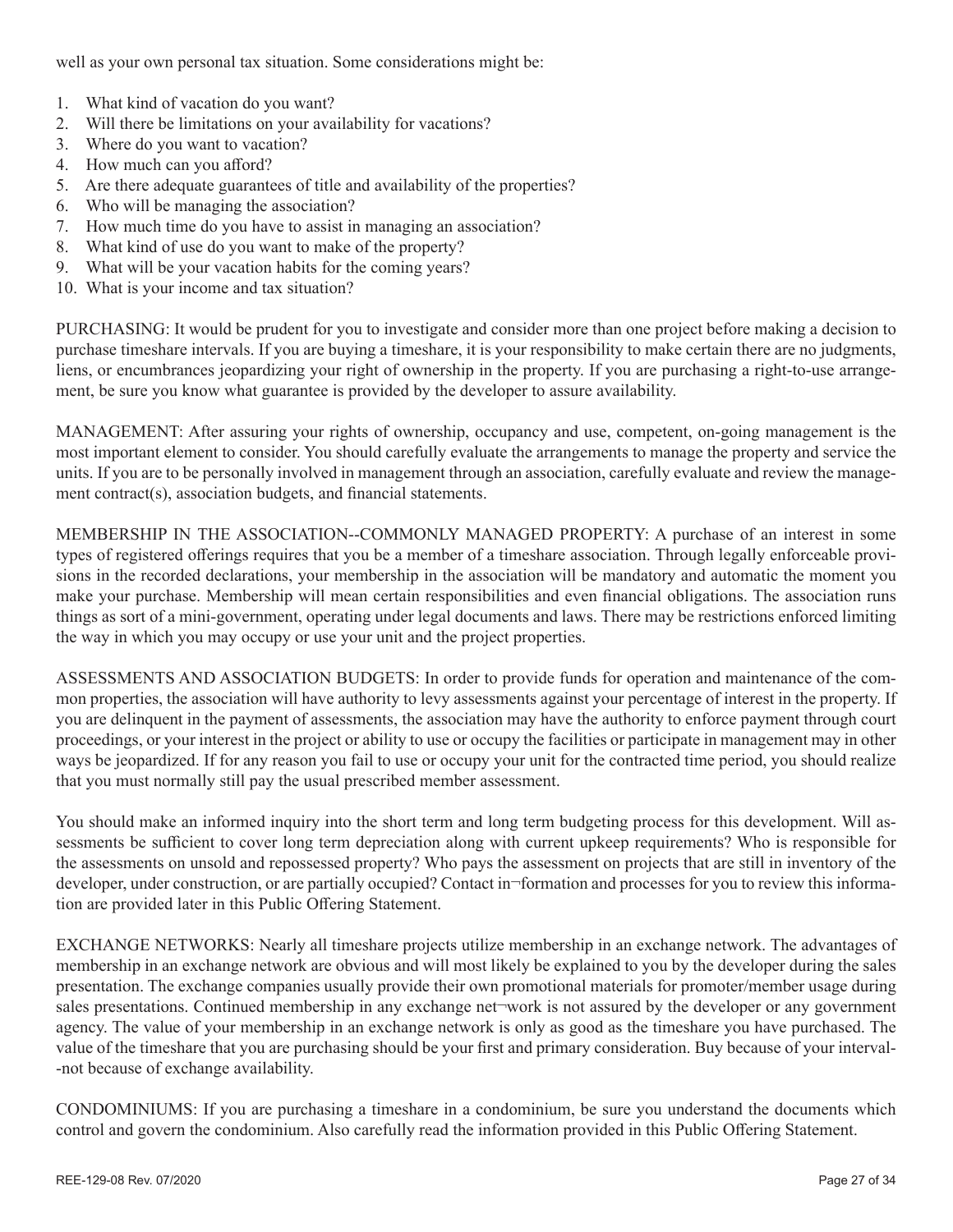well as your own personal tax situation. Some considerations might be:

1. What kind of vacation do you want?
2. Will there be limitations on your availability for vacations?
3. Where do you want to vacation?
4. How much can you afford?
5. Are there adequate guarantees of title and availability of the properties?
6. Who will be managing the association?
7. How much time do you have to assist in managing an association?
8. What kind of use do you want to make of the property?
9. What will be your vacation habits for the coming years?
10. What is your income and tax situation?

PURCHASING: It would be prudent for you to investigate and consider more than one project before making a decision to purchase timeshare intervals. If you are buying a timeshare, it is your responsibility to make certain there are no judgments, liens, or encumbrances jeopardizing your right of ownership in the property. If you are purchasing a right-to-use arrangement, be sure you know what guarantee is provided by the developer to assure availability.

MANAGEMENT: After assuring your rights of ownership, occupancy and use, competent, on-going management is the most important element to consider. You should carefully evaluate the arrangements to manage the property and service the units. If you are to be personally involved in management through an association, carefully evaluate and review the management contract(s), association budgets, and financial statements.

MEMBERSHIP IN THE ASSOCIATION--COMMONLY MANAGED PROPERTY: A purchase of an interest in some types of registered offerings requires that you be a member of a timeshare association. Through legally enforceable provisions in the recorded declarations, your membership in the association will be mandatory and automatic the moment you make your purchase. Membership will mean certain responsibilities and even financial obligations. The association runs things as sort of a mini-government, operating under legal documents and laws. There may be restrictions enforced limiting the way in which you may occupy or use your unit and the project properties.

ASSESSMENTS AND ASSOCIATION BUDGETS: In order to provide funds for operation and maintenance of the common properties, the association will have authority to levy assessments against your percentage of interest in the property. If you are delinquent in the payment of assessments, the association may have the authority to enforce payment through court proceedings, or your interest in the project or ability to use or occupy the facilities or participate in management may in other ways be jeopardized. If for any reason you fail to use or occupy your unit for the contracted time period, you should realize that you must normally still pay the usual prescribed member assessment.

You should make an informed inquiry into the short term and long term budgeting process for this development. Will assessments be sufficient to cover long term depreciation along with current upkeep requirements? Who is responsible for the assessments on unsold and repossessed property? Who pays the assessment on projects that are still in inventory of the developer, under construction, or are partially occupied? Contact in¬formation and processes for you to review this information are provided later in this Public Offering Statement.

EXCHANGE NETWORKS: Nearly all timeshare projects utilize membership in an exchange network. The advantages of membership in an exchange network are obvious and will most likely be explained to you by the developer during the sales presentation. The exchange companies usually provide their own promotional materials for promoter/member usage during sales presentations. Continued membership in any exchange net¬work is not assured by the developer or any government agency. The value of your membership in an exchange network is only as good as the timeshare you have purchased. The value of the timeshare that you are purchasing should be your first and primary consideration. Buy because of your interval--not because of exchange availability.

CONDOMINIUMS: If you are purchasing a timeshare in a condominium, be sure you understand the documents which control and govern the condominium. Also carefully read the information provided in this Public Offering Statement.

REE-129-08 Rev. 07/2020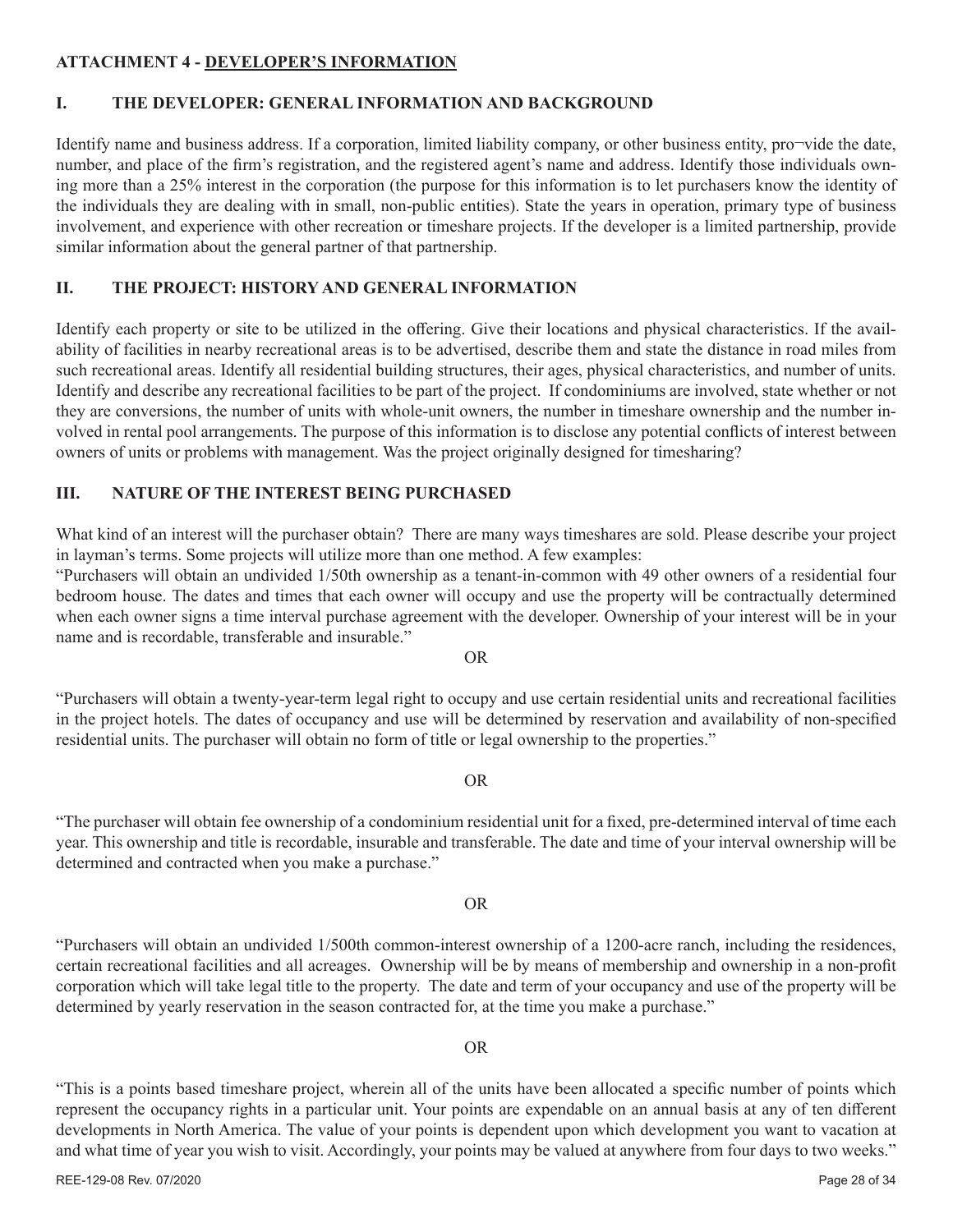## ATTACHMENT 4 - DEVELOPER'S INFORMATION

### I. THE DEVELOPER: GENERAL INFORMATION AND BACKGROUND

Identify name and business address. If a corporation, limited liability company, or other business entity, pro¬vide the date, number, and place of the firm's registration, and the registered agent's name and address. Identify those individuals owning more than a 25% interest in the corporation (the purpose for this information is to let purchasers know the identity of the individuals they are dealing with in small, non-public entities). State the years in operation, primary type of business involvement, and experience with other recreation or timeshare projects. If the developer is a limited partnership, provide similar information about the general partner of that partnership.

### II. THE PROJECT: HISTORY AND GENERAL INFORMATION

Identify each property or site to be utilized in the offering. Give their locations and physical characteristics. If the availability of facilities in nearby recreational areas is to be advertised, describe them and state the distance in road miles from such recreational areas. Identify all residential building structures, their ages, physical characteristics, and number of units. Identify and describe any recreational facilities to be part of the project. If condominiums are involved, state whether or not they are conversions, the number of units with whole-unit owners, the number in timeshare ownership and the number involved in rental pool arrangements. The purpose of this information is to disclose any potential conflicts of interest between owners of units or problems with management. Was the project originally designed for timesharing?

### III. NATURE OF THE INTEREST BEING PURCHASED

What kind of an interest will the purchaser obtain? There are many ways timeshares are sold. Please describe your project in layman's terms. Some projects will utilize more than one method. A few examples:

"Purchasers will obtain an undivided 1/50th ownership as a tenant-in-common with 49 other owners of a residential four bedroom house. The dates and times that each owner will occupy and use the property will be contractually determined when each owner signs a time interval purchase agreement with the developer. Ownership of your interest will be in your name and is recordable, transferable and insurable."

OR

"Purchasers will obtain a twenty-year-term legal right to occupy and use certain residential units and recreational facilities in the project hotels. The dates of occupancy and use will be determined by reservation and availability of non-specified residential units. The purchaser will obtain no form of title or legal ownership to the properties."

OR

"The purchaser will obtain fee ownership of a condominium residential unit for a fixed, pre-determined interval of time each year. This ownership and title is recordable, insurable and transferable. The date and time of your interval ownership will be determined and contracted when you make a purchase."

OR

"Purchasers will obtain an undivided 1/500th common-interest ownership of a 1200-acre ranch, including the residences, certain recreational facilities and all acreages. Ownership will be by means of membership and ownership in a non-profit corporation which will take legal title to the property. The date and term of your occupancy and use of the property will be determined by yearly reservation in the season contracted for, at the time you make a purchase."

OR

"This is a points based timeshare project, wherein all of the units have been allocated a specific number of points which represent the occupancy rights in a particular unit. Your points are expendable on an annual basis at any of ten different developments in North America. The value of your points is dependent upon which development you want to vacation at and what time of year you wish to visit. Accordingly, your points may be valued at anywhere from four days to two weeks."

REE-129-08 Rev. 07/2020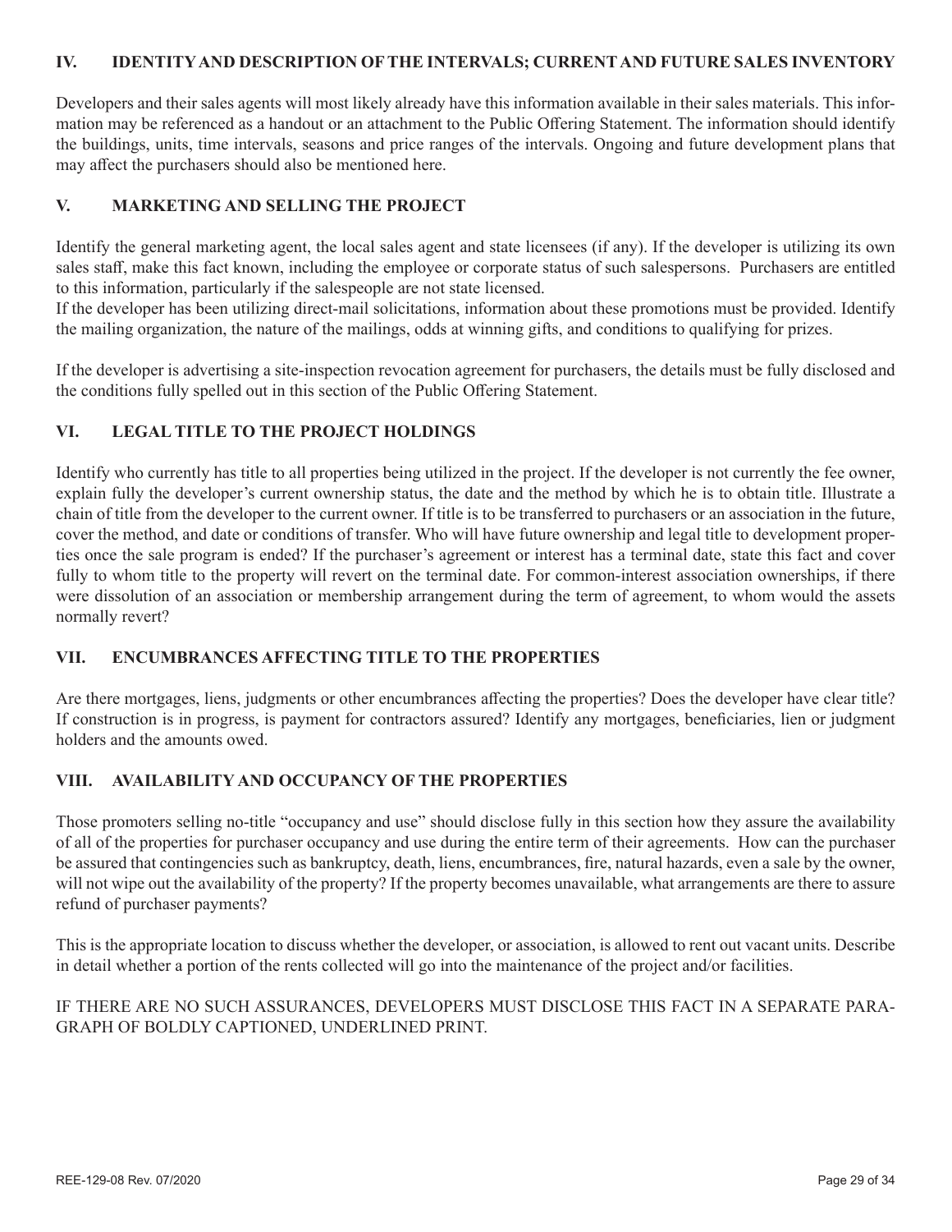## IV. IDENTITY AND DESCRIPTION OF THE INTERVALS; CURRENT AND FUTURE SALES INVENTORY

Developers and their sales agents will most likely already have this information available in their sales materials. This information may be referenced as a handout or an attachment to the Public Offering Statement. The information should identify the buildings, units, time intervals, seasons and price ranges of the intervals. Ongoing and future development plans that may affect the purchasers should also be mentioned here.

## V. MARKETING AND SELLING THE PROJECT

Identify the general marketing agent, the local sales agent and state licensees (if any). If the developer is utilizing its own sales staff, make this fact known, including the employee or corporate status of such salespersons. Purchasers are entitled to this information, particularly if the salespeople are not state licensed.

If the developer has been utilizing direct-mail solicitations, information about these promotions must be provided. Identify the mailing organization, the nature of the mailings, odds at winning gifts, and conditions to qualifying for prizes.

If the developer is advertising a site-inspection revocation agreement for purchasers, the details must be fully disclosed and the conditions fully spelled out in this section of the Public Offering Statement.

## VI. LEGAL TITLE TO THE PROJECT HOLDINGS

Identify who currently has title to all properties being utilized in the project. If the developer is not currently the fee owner, explain fully the developer's current ownership status, the date and the method by which he is to obtain title. Illustrate a chain of title from the developer to the current owner. If title is to be transferred to purchasers or an association in the future, cover the method, and date or conditions of transfer. Who will have future ownership and legal title to development properties once the sale program is ended? If the purchaser's agreement or interest has a terminal date, state this fact and cover fully to whom title to the property will revert on the terminal date. For common-interest association ownerships, if there were dissolution of an association or membership arrangement during the term of agreement, to whom would the assets normally revert?

## VII. ENCUMBRANCES AFFECTING TITLE TO THE PROPERTIES

Are there mortgages, liens, judgments or other encumbrances affecting the properties? Does the developer have clear title? If construction is in progress, is payment for contractors assured? Identify any mortgages, beneficiaries, lien or judgment holders and the amounts owed.

## VIII. AVAILABILITY AND OCCUPANCY OF THE PROPERTIES

Those promoters selling no-title "occupancy and use" should disclose fully in this section how they assure the availability of all of the properties for purchaser occupancy and use during the entire term of their agreements. How can the purchaser be assured that contingencies such as bankruptcy, death, liens, encumbrances, fire, natural hazards, even a sale by the owner, will not wipe out the availability of the property? If the property becomes unavailable, what arrangements are there to assure refund of purchaser payments?

This is the appropriate location to discuss whether the developer, or association, is allowed to rent out vacant units. Describe in detail whether a portion of the rents collected will go into the maintenance of the project and/or facilities.

IF THERE ARE NO SUCH ASSURANCES, DEVELOPERS MUST DISCLOSE THIS FACT IN A SEPARATE PARAGRAPH OF BOLDLY CAPTIONED, UNDERLINED PRINT.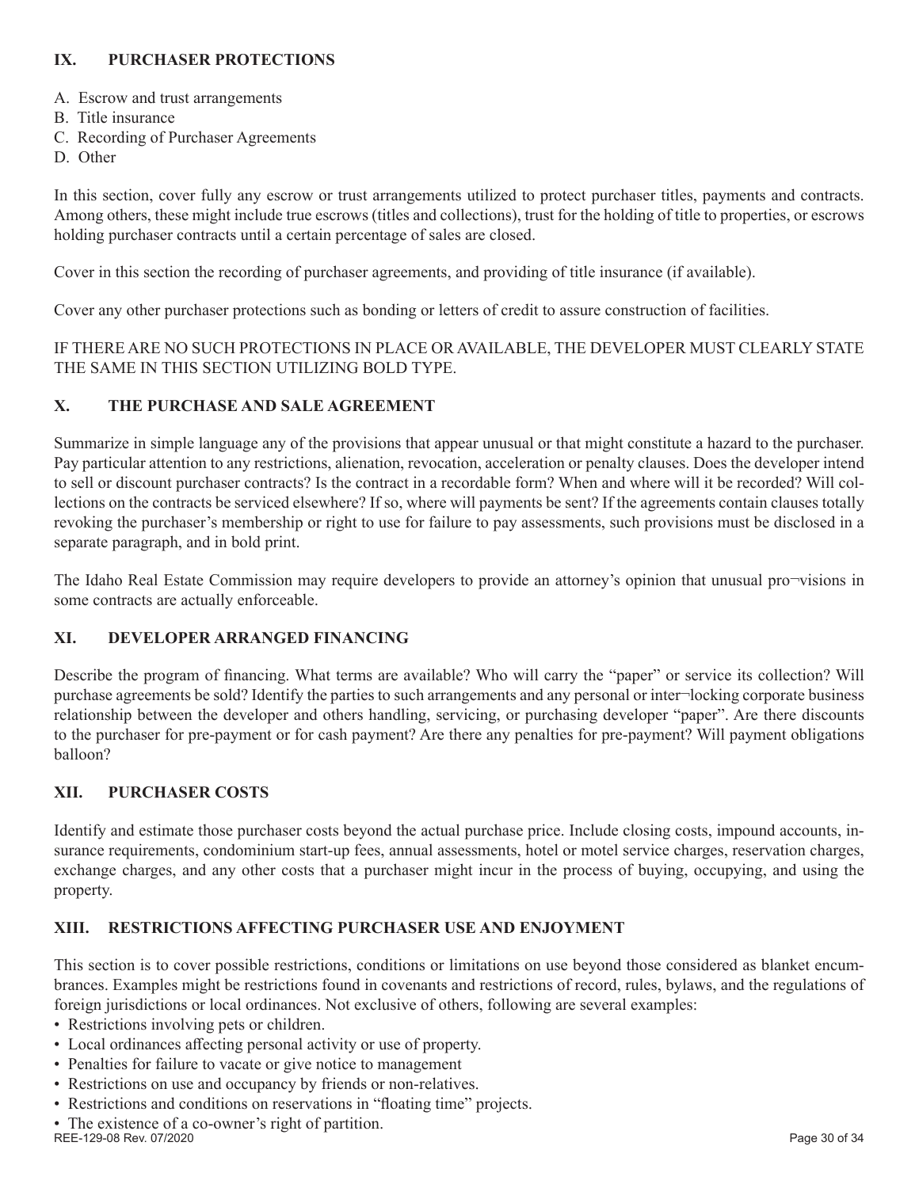## IX. PURCHASER PROTECTIONS

A. Escrow and trust arrangements
B. Title insurance
C. Recording of Purchaser Agreements
D. Other

In this section, cover fully any escrow or trust arrangements utilized to protect purchaser titles, payments and contracts. Among others, these might include true escrows (titles and collections), trust for the holding of title to properties, or escrows holding purchaser contracts until a certain percentage of sales are closed.

Cover in this section the recording of purchaser agreements, and providing of title insurance (if available).

Cover any other purchaser protections such as bonding or letters of credit to assure construction of facilities.

IF THERE ARE NO SUCH PROTECTIONS IN PLACE OR AVAILABLE, THE DEVELOPER MUST CLEARLY STATE THE SAME IN THIS SECTION UTILIZING BOLD TYPE.

## X. THE PURCHASE AND SALE AGREEMENT

Summarize in simple language any of the provisions that appear unusual or that might constitute a hazard to the purchaser. Pay particular attention to any restrictions, alienation, revocation, acceleration or penalty clauses. Does the developer intend to sell or discount purchaser contracts? Is the contract in a recordable form? When and where will it be recorded? Will collections on the contracts be serviced elsewhere? If so, where will payments be sent? If the agreements contain clauses totally revoking the purchaser's membership or right to use for failure to pay assessments, such provisions must be disclosed in a separate paragraph, and in bold print.

The Idaho Real Estate Commission may require developers to provide an attorney's opinion that unusual pro¬visions in some contracts are actually enforceable.

## XI. DEVELOPER ARRANGED FINANCING

Describe the program of financing. What terms are available? Who will carry the "paper" or service its collection? Will purchase agreements be sold? Identify the parties to such arrangements and any personal or inter¬locking corporate business relationship between the developer and others handling, servicing, or purchasing developer "paper". Are there discounts to the purchaser for pre-payment or for cash payment? Are there any penalties for pre-payment? Will payment obligations balloon?

## XII. PURCHASER COSTS

Identify and estimate those purchaser costs beyond the actual purchase price. Include closing costs, impound accounts, insurance requirements, condominium start-up fees, annual assessments, hotel or motel service charges, reservation charges, exchange charges, and any other costs that a purchaser might incur in the process of buying, occupying, and using the property.

## XIII. RESTRICTIONS AFFECTING PURCHASER USE AND ENJOYMENT

This section is to cover possible restrictions, conditions or limitations on use beyond those considered as blanket encumbrances. Examples might be restrictions found in covenants and restrictions of record, rules, bylaws, and the regulations of foreign jurisdictions or local ordinances. Not exclusive of others, following are several examples:

- Restrictions involving pets or children.
- Local ordinances affecting personal activity or use of property.
- Penalties for failure to vacate or give notice to management
- Restrictions on use and occupancy by friends or non-relatives.
- Restrictions and conditions on reservations in "floating time" projects.
- The existence of a co-owner's right of partition.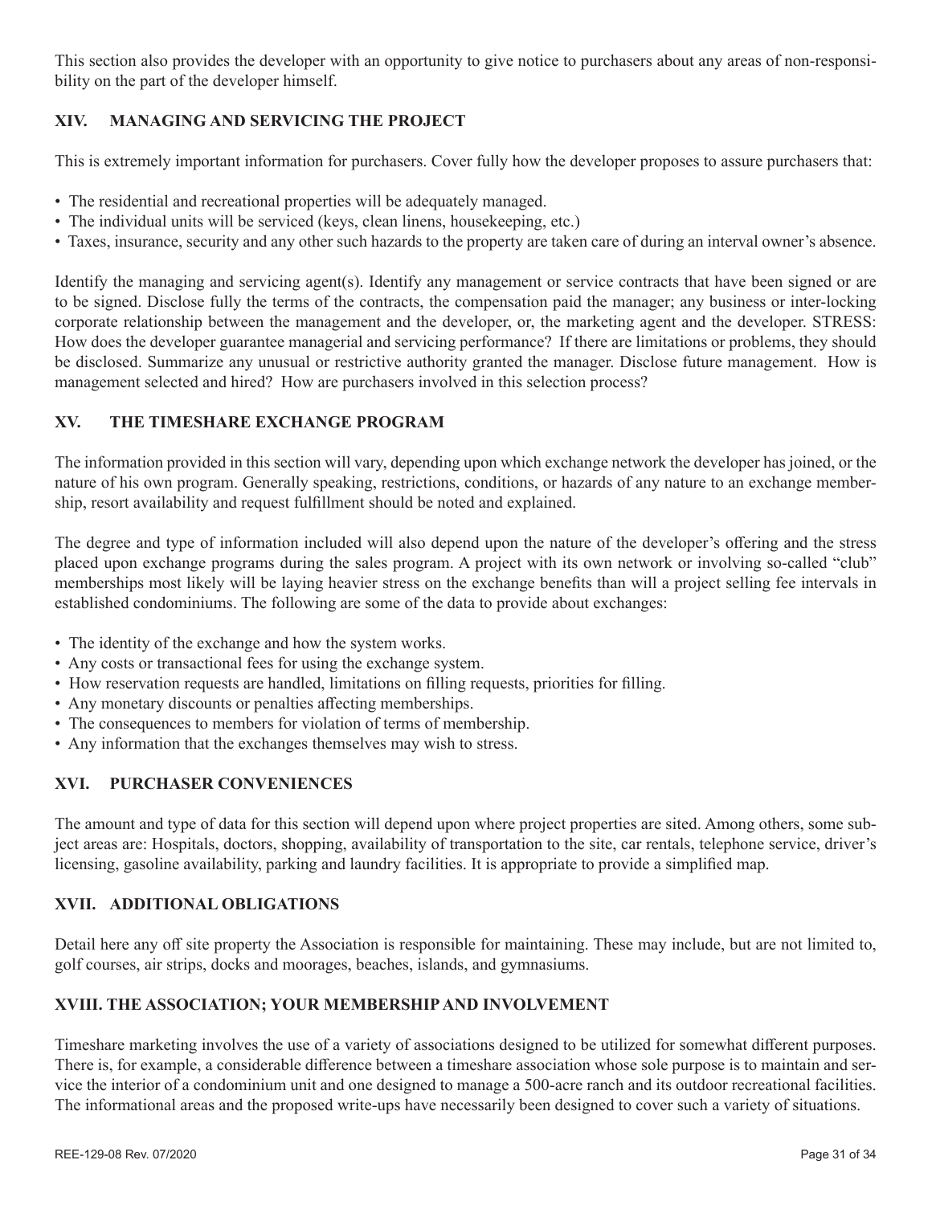This section also provides the developer with an opportunity to give notice to purchasers about any areas of non-responsibility on the part of the developer himself.

## XIV. MANAGING AND SERVICING THE PROJECT

This is extremely important information for purchasers. Cover fully how the developer proposes to assure purchasers that:

- The residential and recreational properties will be adequately managed.
- The individual units will be serviced (keys, clean linens, housekeeping, etc.)
- Taxes, insurance, security and any other such hazards to the property are taken care of during an interval owner's absence.

Identify the managing and servicing agent(s). Identify any management or service contracts that have been signed or are to be signed. Disclose fully the terms of the contracts, the compensation paid the manager; any business or inter-locking corporate relationship between the management and the developer, or, the marketing agent and the developer. STRESS: How does the developer guarantee managerial and servicing performance? If there are limitations or problems, they should be disclosed. Summarize any unusual or restrictive authority granted the manager. Disclose future management. How is management selected and hired? How are purchasers involved in this selection process?

## XV. THE TIMESHARE EXCHANGE PROGRAM

The information provided in this section will vary, depending upon which exchange network the developer has joined, or the nature of his own program. Generally speaking, restrictions, conditions, or hazards of any nature to an exchange membership, resort availability and request fulfillment should be noted and explained.

The degree and type of information included will also depend upon the nature of the developer's offering and the stress placed upon exchange programs during the sales program. A project with its own network or involving so-called "club" memberships most likely will be laying heavier stress on the exchange benefits than will a project selling fee intervals in established condominiums. The following are some of the data to provide about exchanges:

- The identity of the exchange and how the system works.
- Any costs or transactional fees for using the exchange system.
- How reservation requests are handled, limitations on filling requests, priorities for filling.
- Any monetary discounts or penalties affecting memberships.
- The consequences to members for violation of terms of membership.
- Any information that the exchanges themselves may wish to stress.

## XVI. PURCHASER CONVENIENCES

The amount and type of data for this section will depend upon where project properties are sited. Among others, some subject areas are: Hospitals, doctors, shopping, availability of transportation to the site, car rentals, telephone service, driver's licensing, gasoline availability, parking and laundry facilities. It is appropriate to provide a simplified map.

## XVII. ADDITIONAL OBLIGATIONS

Detail here any off site property the Association is responsible for maintaining. These may include, but are not limited to, golf courses, air strips, docks and moorages, beaches, islands, and gymnasiums.

## XVIII. THE ASSOCIATION; YOUR MEMBERSHIP AND INVOLVEMENT

Timeshare marketing involves the use of a variety of associations designed to be utilized for somewhat different purposes. There is, for example, a considerable difference between a timeshare association whose sole purpose is to maintain and service the interior of a condominium unit and one designed to manage a 500-acre ranch and its outdoor recreational facilities. The informational areas and the proposed write-ups have necessarily been designed to cover such a variety of situations.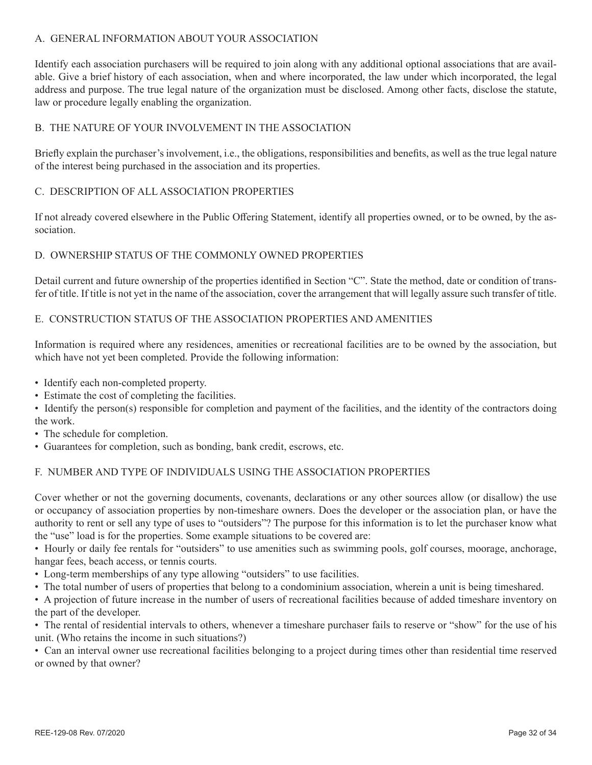## A. GENERAL INFORMATION ABOUT YOUR ASSOCIATION

Identify each association purchasers will be required to join along with any additional optional associations that are available. Give a brief history of each association, when and where incorporated, the law under which incorporated, the legal address and purpose. The true legal nature of the organization must be disclosed. Among other facts, disclose the statute, law or procedure legally enabling the organization.

## B. THE NATURE OF YOUR INVOLVEMENT IN THE ASSOCIATION

Briefly explain the purchaser's involvement, i.e., the obligations, responsibilities and benefits, as well as the true legal nature of the interest being purchased in the association and its properties.

## C. DESCRIPTION OF ALL ASSOCIATION PROPERTIES

If not already covered elsewhere in the Public Offering Statement, identify all properties owned, or to be owned, by the association.

## D. OWNERSHIP STATUS OF THE COMMONLY OWNED PROPERTIES

Detail current and future ownership of the properties identified in Section "C". State the method, date or condition of transfer of title. If title is not yet in the name of the association, cover the arrangement that will legally assure such transfer of title.

## E. CONSTRUCTION STATUS OF THE ASSOCIATION PROPERTIES AND AMENITIES

Information is required where any residences, amenities or recreational facilities are to be owned by the association, but which have not yet been completed. Provide the following information:

- Identify each non-completed property.
- Estimate the cost of completing the facilities.
- Identify the person(s) responsible for completion and payment of the facilities, and the identity of the contractors doing the work.
- The schedule for completion.
- Guarantees for completion, such as bonding, bank credit, escrows, etc.

## F. NUMBER AND TYPE OF INDIVIDUALS USING THE ASSOCIATION PROPERTIES

Cover whether or not the governing documents, covenants, declarations or any other sources allow (or disallow) the use or occupancy of association properties by non-timeshare owners. Does the developer or the association plan, or have the authority to rent or sell any type of uses to "outsiders"? The purpose for this information is to let the purchaser know what the "use" load is for the properties. Some example situations to be covered are:

- Hourly or daily fee rentals for "outsiders" to use amenities such as swimming pools, golf courses, moorage, anchorage, hangar fees, beach access, or tennis courts.
- Long-term memberships of any type allowing "outsiders" to use facilities.
- The total number of users of properties that belong to a condominium association, wherein a unit is being timeshared.
- A projection of future increase in the number of users of recreational facilities because of added timeshare inventory on the part of the developer.
- The rental of residential intervals to others, whenever a timeshare purchaser fails to reserve or "show" for the use of his unit. (Who retains the income in such situations?)
- Can an interval owner use recreational facilities belonging to a project during times other than residential time reserved or owned by that owner?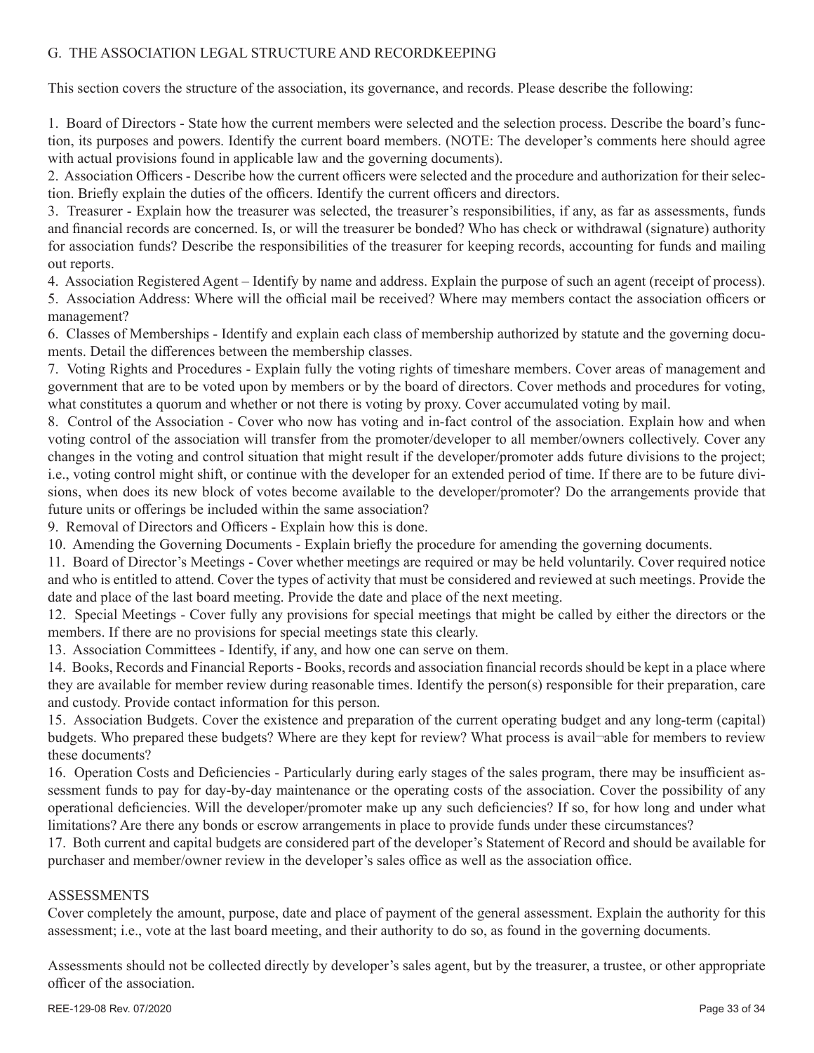## G. THE ASSOCIATION LEGAL STRUCTURE AND RECORDKEEPING

This section covers the structure of the association, its governance, and records. Please describe the following:

1. Board of Directors - State how the current members were selected and the selection process. Describe the board's function, its purposes and powers. Identify the current board members. (NOTE: The developer's comments here should agree with actual provisions found in applicable law and the governing documents).
2. Association Officers - Describe how the current officers were selected and the procedure and authorization for their selection. Briefly explain the duties of the officers. Identify the current officers and directors.
3. Treasurer - Explain how the treasurer was selected, the treasurer's responsibilities, if any, as far as assessments, funds and financial records are concerned. Is, or will the treasurer be bonded? Who has check or withdrawal (signature) authority for association funds? Describe the responsibilities of the treasurer for keeping records, accounting for funds and mailing out reports.
4. Association Registered Agent – Identify by name and address. Explain the purpose of such an agent (receipt of process).
5. Association Address: Where will the official mail be received? Where may members contact the association officers or management?
6. Classes of Memberships - Identify and explain each class of membership authorized by statute and the governing documents. Detail the differences between the membership classes.
7. Voting Rights and Procedures - Explain fully the voting rights of timeshare members. Cover areas of management and government that are to be voted upon by members or by the board of directors. Cover methods and procedures for voting, what constitutes a quorum and whether or not there is voting by proxy. Cover accumulated voting by mail.
8. Control of the Association - Cover who now has voting and in-fact control of the association. Explain how and when voting control of the association will transfer from the promoter/developer to all member/owners collectively. Cover any changes in the voting and control situation that might result if the developer/promoter adds future divisions to the project; i.e., voting control might shift, or continue with the developer for an extended period of time. If there are to be future divisions, when does its new block of votes become available to the developer/promoter? Do the arrangements provide that future units or offerings be included within the same association?
9. Removal of Directors and Officers - Explain how this is done.
10. Amending the Governing Documents - Explain briefly the procedure for amending the governing documents.
11. Board of Director's Meetings - Cover whether meetings are required or may be held voluntarily. Cover required notice and who is entitled to attend. Cover the types of activity that must be considered and reviewed at such meetings. Provide the date and place of the last board meeting. Provide the date and place of the next meeting.
12. Special Meetings - Cover fully any provisions for special meetings that might be called by either the directors or the members. If there are no provisions for special meetings state this clearly.
13. Association Committees - Identify, if any, and how one can serve on them.
14. Books, Records and Financial Reports - Books, records and association financial records should be kept in a place where they are available for member review during reasonable times. Identify the person(s) responsible for their preparation, care and custody. Provide contact information for this person.
15. Association Budgets. Cover the existence and preparation of the current operating budget and any long-term (capital) budgets. Who prepared these budgets? Where are they kept for review? What process is avail¬able for members to review these documents?
16. Operation Costs and Deficiencies - Particularly during early stages of the sales program, there may be insufficient assessment funds to pay for day-by-day maintenance or the operating costs of the association. Cover the possibility of any operational deficiencies. Will the developer/promoter make up any such deficiencies? If so, for how long and under what limitations? Are there any bonds or escrow arrangements in place to provide funds under these circumstances?
17. Both current and capital budgets are considered part of the developer's Statement of Record and should be available for purchaser and member/owner review in the developer's sales office as well as the association office.

## ASSESSMENTS

Cover completely the amount, purpose, date and place of payment of the general assessment. Explain the authority for this assessment; i.e., vote at the last board meeting, and their authority to do so, as found in the governing documents.

Assessments should not be collected directly by developer's sales agent, but by the treasurer, a trustee, or other appropriate officer of the association.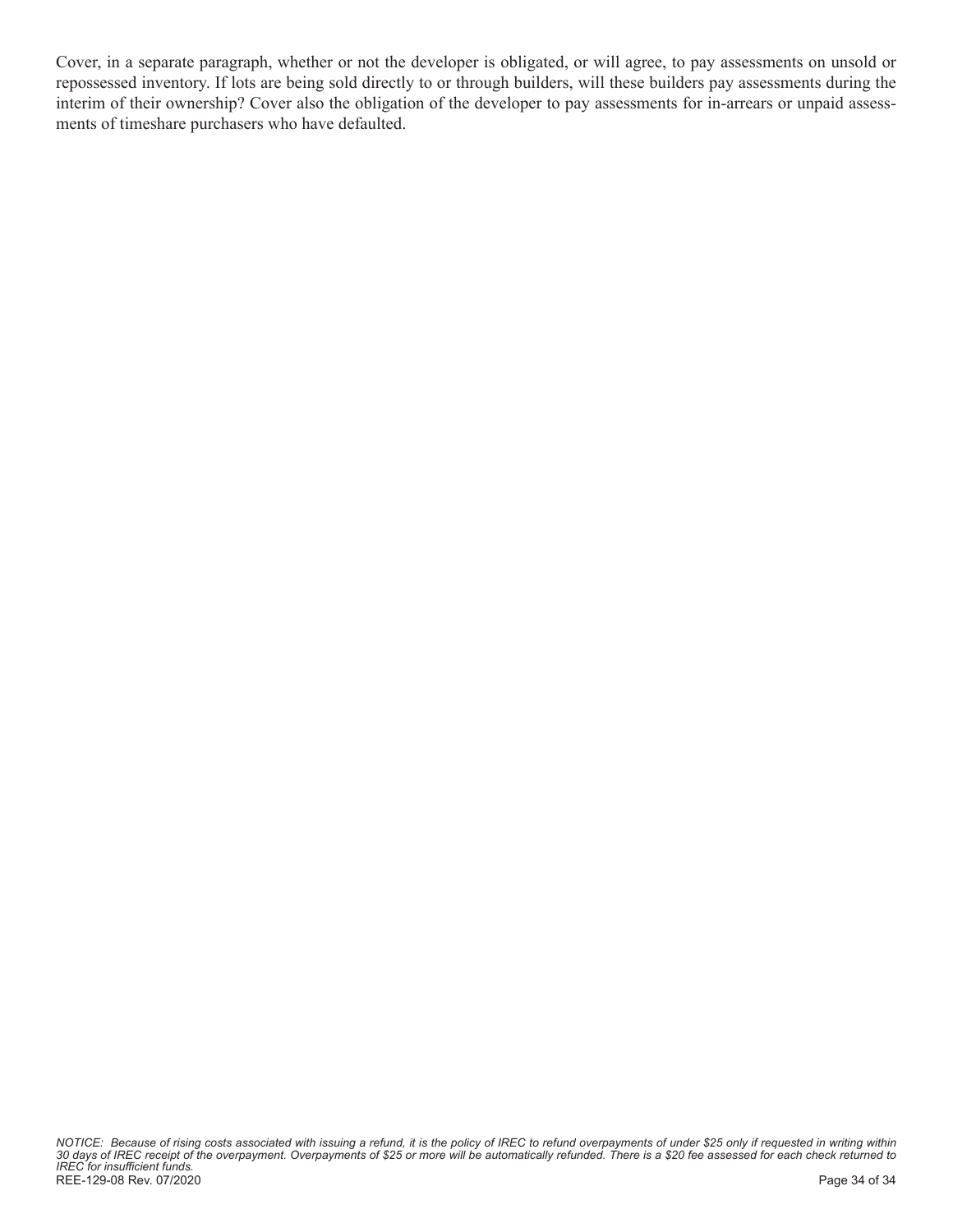Cover, in a separate paragraph, whether or not the developer is obligated, or will agree, to pay assessments on unsold or repossessed inventory. If lots are being sold directly to or through builders, will these builders pay assessments during the interim of their ownership? Cover also the obligation of the developer to pay assessments for in-arrears or unpaid assessments of timeshare purchasers who have defaulted.

*NOTICE: Because of rising costs associated with issuing a refund, it is the policy of IREC to refund overpayments of under $25 only if requested in writing within 30 days of IREC receipt of the overpayment. Overpayments of $25 or more will be automatically refunded. There is a $20 fee assessed for each check returned to IREC for insufficient funds.*